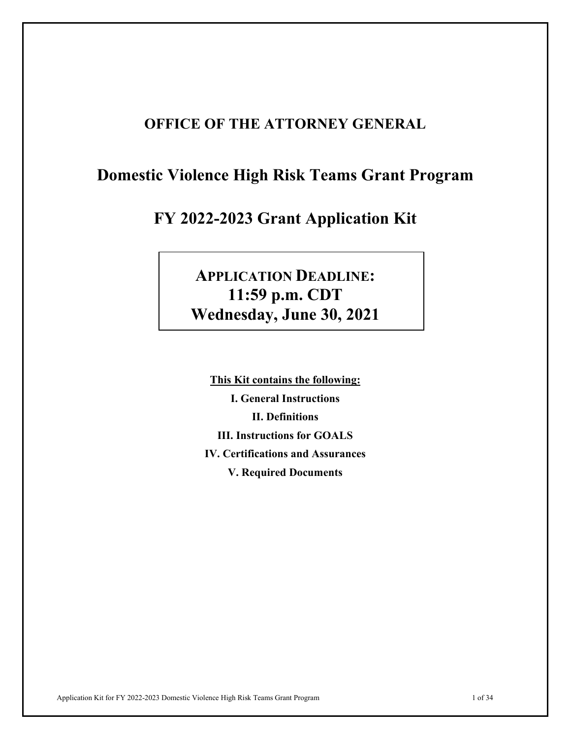# OFFICE OF THE ATTORNEY GENERAL

# Domestic Violence High Risk Teams Grant Program

# FY 2022-2023 Grant Application Kit

**APPLICATION DEADLINE:**
**11:59 p.m. CDT**
**Wednesday, June 30, 2021**

**This Kit contains the following:**

**I. General Instructions**

**II. Definitions**

**III. Instructions for GOALS**

**IV. Certifications and Assurances**

**V. Required Documents**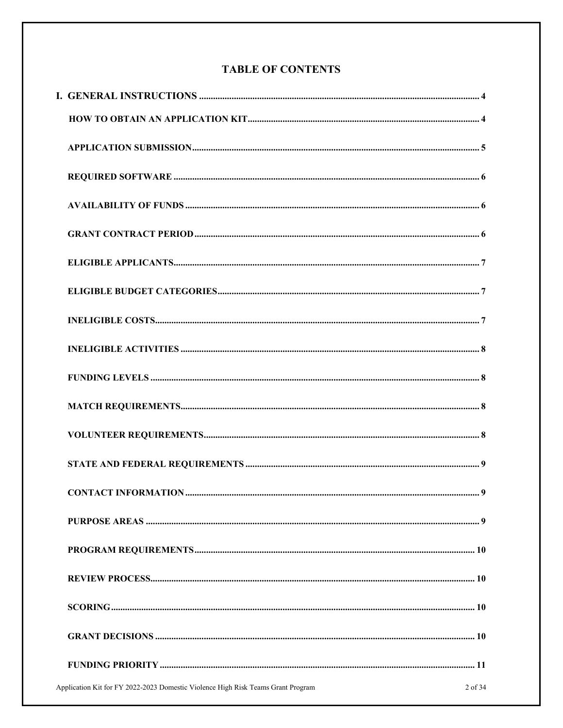# TABLE OF CONTENTS

**I. GENERAL INSTRUCTIONS** ........ 4

**HOW TO OBTAIN AN APPLICATION KIT** ........ 4

**APPLICATION SUBMISSION** ........ 5

**REQUIRED SOFTWARE** ........ 6

**AVAILABILITY OF FUNDS** ........ 6

**GRANT CONTRACT PERIOD** ........ 6

**ELIGIBLE APPLICANTS** ........ 7

**ELIGIBLE BUDGET CATEGORIES** ........ 7

**INELIGIBLE COSTS** ........ 7

**INELIGIBLE ACTIVITIES** ........ 8

**FUNDING LEVELS** ........ 8

**MATCH REQUIREMENTS** ........ 8

**VOLUNTEER REQUIREMENTS** ........ 8

**STATE AND FEDERAL REQUIREMENTS** ........ 9

**CONTACT INFORMATION** ........ 9

**PURPOSE AREAS** ........ 9

**PROGRAM REQUIREMENTS** ........ 10

**REVIEW PROCESS** ........ 10

**SCORING** ........ 10

**GRANT DECISIONS** ........ 10

**FUNDING PRIORITY** ........ 11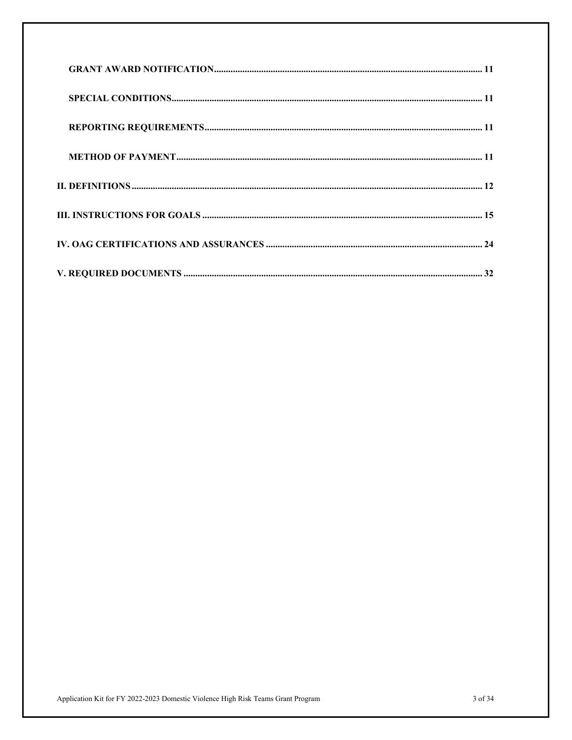**GRANT AWARD NOTIFICATION** .......... 11

**SPECIAL CONDITIONS** .......... 11

**REPORTING REQUIREMENTS** .......... 11

**METHOD OF PAYMENT** .......... 11

**II. DEFINITIONS** .......... 12

**III. INSTRUCTIONS FOR GOALS** .......... 15

**IV. OAG CERTIFICATIONS AND ASSURANCES** .......... 24

**V. REQUIRED DOCUMENTS** .......... 32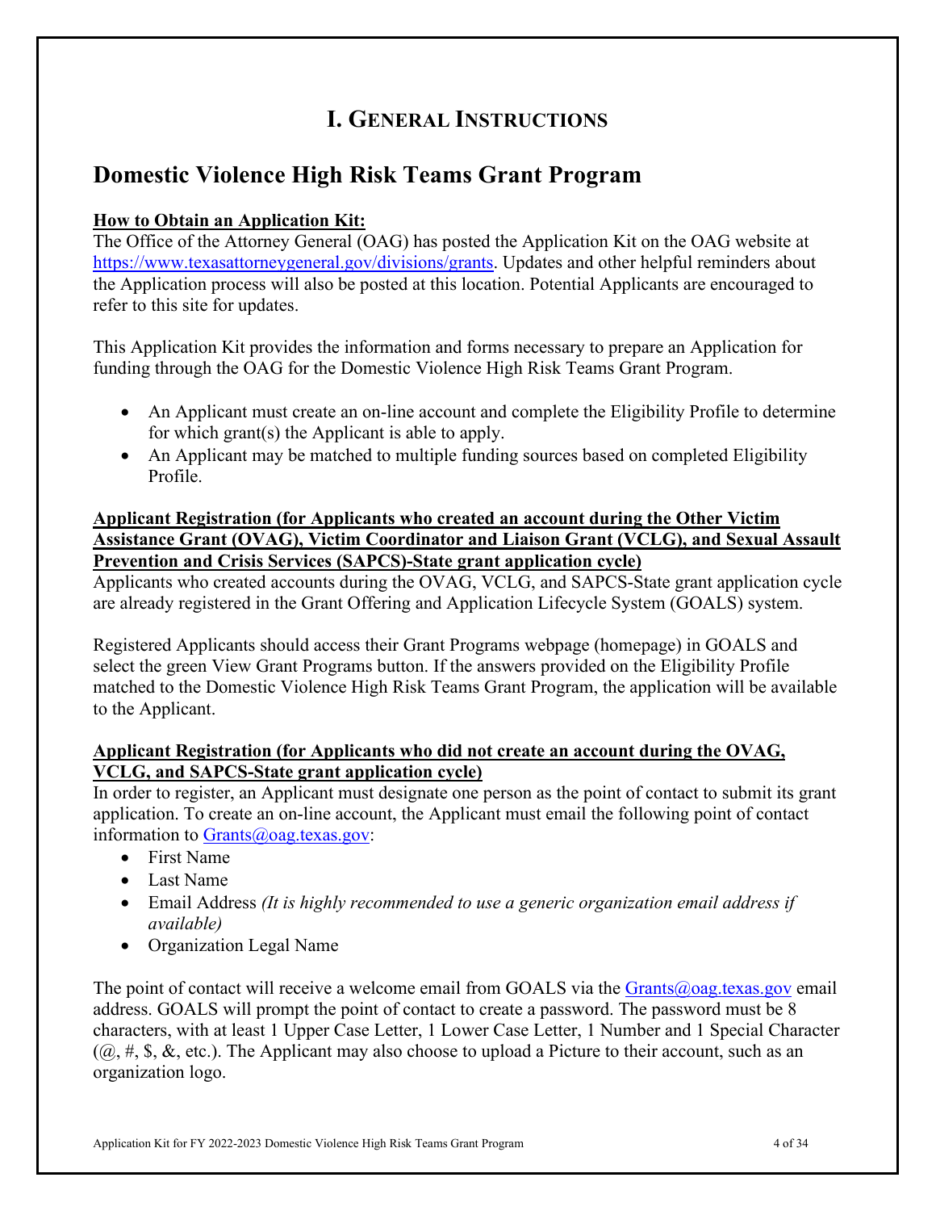# I. General Instructions

## Domestic Violence High Risk Teams Grant Program

**How to Obtain an Application Kit:**

The Office of the Attorney General (OAG) has posted the Application Kit on the OAG website at https://www.texasattorneygeneral.gov/divisions/grants. Updates and other helpful reminders about the Application process will also be posted at this location. Potential Applicants are encouraged to refer to this site for updates.

This Application Kit provides the information and forms necessary to prepare an Application for funding through the OAG for the Domestic Violence High Risk Teams Grant Program.

- An Applicant must create an on-line account and complete the Eligibility Profile to determine for which grant(s) the Applicant is able to apply.
- An Applicant may be matched to multiple funding sources based on completed Eligibility Profile.

**Applicant Registration (for Applicants who created an account during the Other Victim Assistance Grant (OVAG), Victim Coordinator and Liaison Grant (VCLG), and Sexual Assault Prevention and Crisis Services (SAPCS)-State grant application cycle)**

Applicants who created accounts during the OVAG, VCLG, and SAPCS-State grant application cycle are already registered in the Grant Offering and Application Lifecycle System (GOALS) system.

Registered Applicants should access their Grant Programs webpage (homepage) in GOALS and select the green View Grant Programs button. If the answers provided on the Eligibility Profile matched to the Domestic Violence High Risk Teams Grant Program, the application will be available to the Applicant.

**Applicant Registration (for Applicants who did not create an account during the OVAG, VCLG, and SAPCS-State grant application cycle)**

In order to register, an Applicant must designate one person as the point of contact to submit its grant application. To create an on-line account, the Applicant must email the following point of contact information to Grants@oag.texas.gov:

- First Name
- Last Name
- Email Address *(It is highly recommended to use a generic organization email address if available)*
- Organization Legal Name

The point of contact will receive a welcome email from GOALS via the Grants@oag.texas.gov email address. GOALS will prompt the point of contact to create a password. The password must be 8 characters, with at least 1 Upper Case Letter, 1 Lower Case Letter, 1 Number and 1 Special Character (@, #, $, &, etc.). The Applicant may also choose to upload a Picture to their account, such as an organization logo.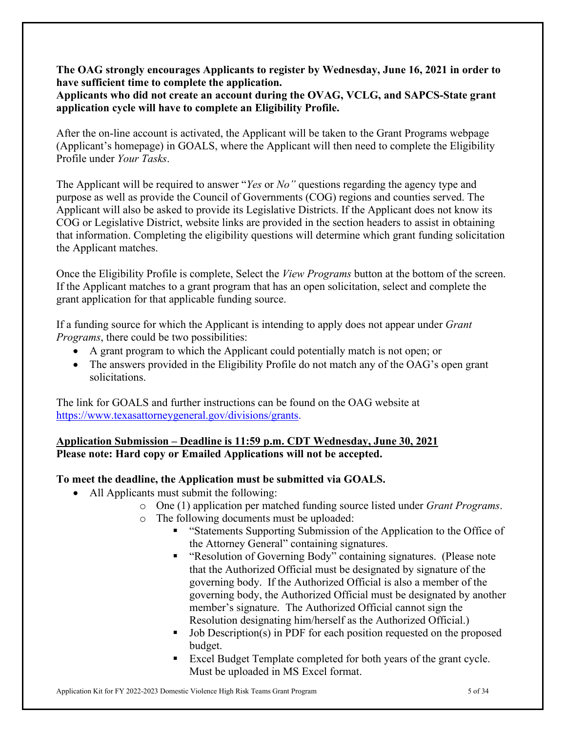**The OAG strongly encourages Applicants to register by Wednesday, June 16, 2021 in order to have sufficient time to complete the application.**
**Applicants who did not create an account during the OVAG, VCLG, and SAPCS-State grant application cycle will have to complete an Eligibility Profile.**

After the on-line account is activated, the Applicant will be taken to the Grant Programs webpage (Applicant's homepage) in GOALS, where the Applicant will then need to complete the Eligibility Profile under *Your Tasks*.

The Applicant will be required to answer "*Yes* or *No"* questions regarding the agency type and purpose as well as provide the Council of Governments (COG) regions and counties served. The Applicant will also be asked to provide its Legislative Districts. If the Applicant does not know its COG or Legislative District, website links are provided in the section headers to assist in obtaining that information. Completing the eligibility questions will determine which grant funding solicitation the Applicant matches.

Once the Eligibility Profile is complete, Select the *View Programs* button at the bottom of the screen. If the Applicant matches to a grant program that has an open solicitation, select and complete the grant application for that applicable funding source.

If a funding source for which the Applicant is intending to apply does not appear under *Grant Programs*, there could be two possibilities:

- A grant program to which the Applicant could potentially match is not open; or
- The answers provided in the Eligibility Profile do not match any of the OAG's open grant solicitations.

The link for GOALS and further instructions can be found on the OAG website at https://www.texasattorneygeneral.gov/divisions/grants.

**<u>Application Submission – Deadline is 11:59 p.m. CDT Wednesday, June 30, 2021</u>**
**Please note: Hard copy or Emailed Applications will not be accepted.**

**To meet the deadline, the Application must be submitted via GOALS.**

- All Applicants must submit the following:
  - One (1) application per matched funding source listed under *Grant Programs*.
  - The following documents must be uploaded:
    - "Statements Supporting Submission of the Application to the Office of the Attorney General" containing signatures.
    - "Resolution of Governing Body" containing signatures. (Please note that the Authorized Official must be designated by signature of the governing body. If the Authorized Official is also a member of the governing body, the Authorized Official must be designated by another member's signature. The Authorized Official cannot sign the Resolution designating him/herself as the Authorized Official.)
    - Job Description(s) in PDF for each position requested on the proposed budget.
    - Excel Budget Template completed for both years of the grant cycle. Must be uploaded in MS Excel format.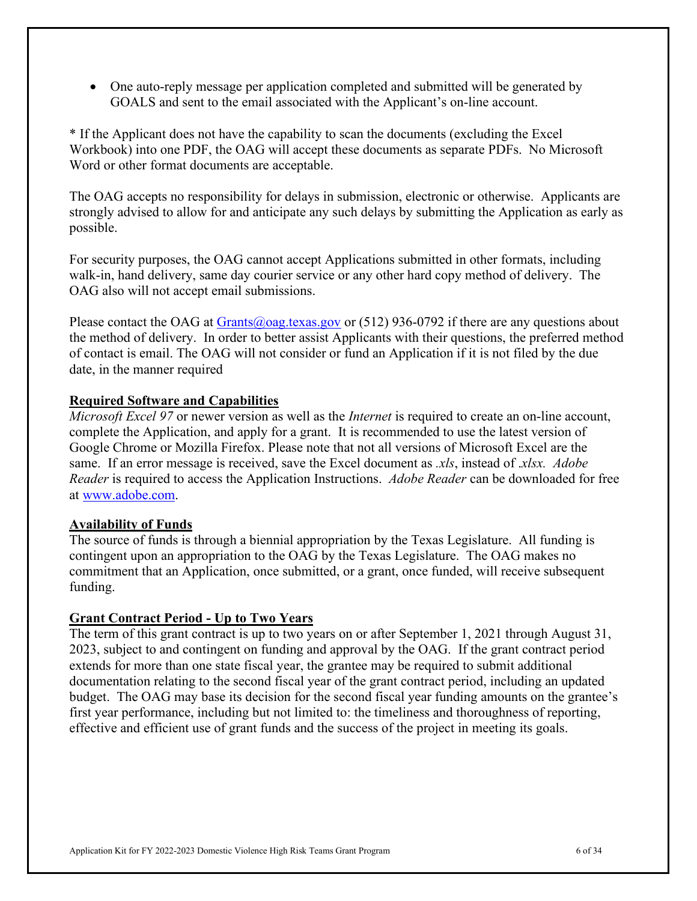- One auto-reply message per application completed and submitted will be generated by GOALS and sent to the email associated with the Applicant's on-line account.

* If the Applicant does not have the capability to scan the documents (excluding the Excel Workbook) into one PDF, the OAG will accept these documents as separate PDFs. No Microsoft Word or other format documents are acceptable.

The OAG accepts no responsibility for delays in submission, electronic or otherwise. Applicants are strongly advised to allow for and anticipate any such delays by submitting the Application as early as possible.

For security purposes, the OAG cannot accept Applications submitted in other formats, including walk-in, hand delivery, same day courier service or any other hard copy method of delivery. The OAG also will not accept email submissions.

Please contact the OAG at [Grants@oag.texas.gov](mailto:Grants@oag.texas.gov) or (512) 936-0792 if there are any questions about the method of delivery. In order to better assist Applicants with their questions, the preferred method of contact is email. The OAG will not consider or fund an Application if it is not filed by the due date, in the manner required

**Required Software and Capabilities**

*Microsoft Excel 97* or newer version as well as the *Internet* is required to create an on-line account, complete the Application, and apply for a grant. It is recommended to use the latest version of Google Chrome or Mozilla Firefox. Please note that not all versions of Microsoft Excel are the same. If an error message is received, save the Excel document as *.xls*, instead of *.xlsx*. *Adobe Reader* is required to access the Application Instructions. *Adobe Reader* can be downloaded for free at [www.adobe.com](http://www.adobe.com).

**Availability of Funds**

The source of funds is through a biennial appropriation by the Texas Legislature. All funding is contingent upon an appropriation to the OAG by the Texas Legislature. The OAG makes no commitment that an Application, once submitted, or a grant, once funded, will receive subsequent funding.

**Grant Contract Period - Up to Two Years**

The term of this grant contract is up to two years on or after September 1, 2021 through August 31, 2023, subject to and contingent on funding and approval by the OAG. If the grant contract period extends for more than one state fiscal year, the grantee may be required to submit additional documentation relating to the second fiscal year of the grant contract period, including an updated budget. The OAG may base its decision for the second fiscal year funding amounts on the grantee's first year performance, including but not limited to: the timeliness and thoroughness of reporting, effective and efficient use of grant funds and the success of the project in meeting its goals.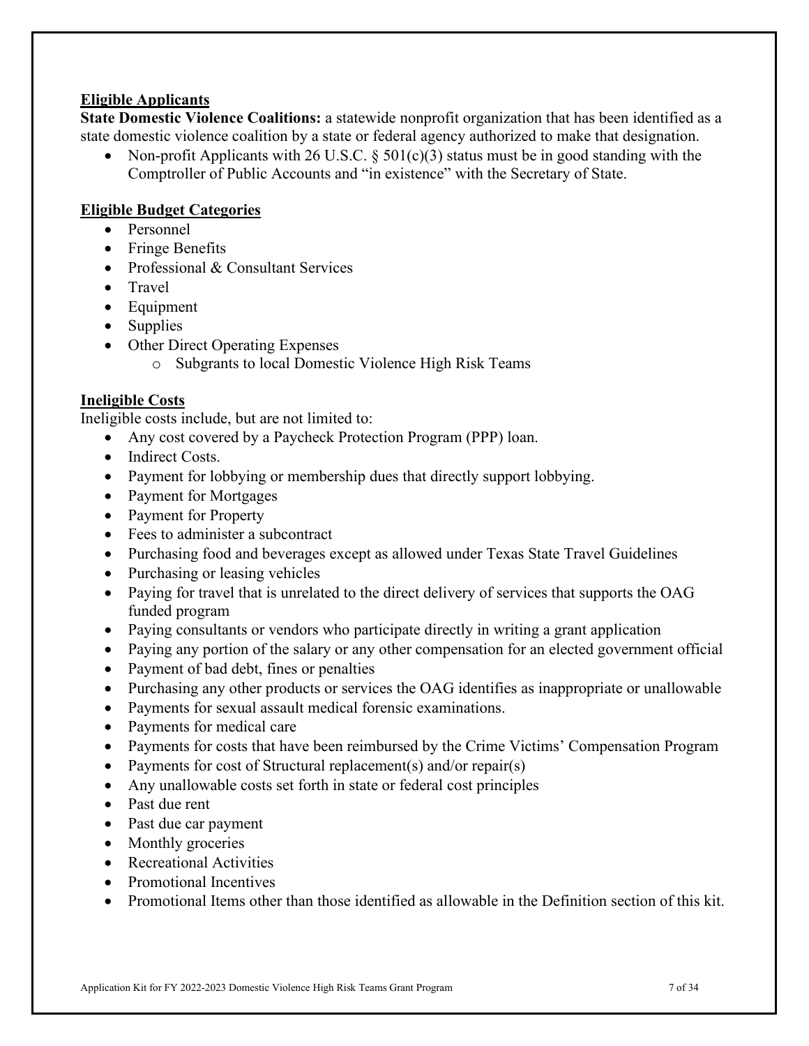## Eligible Applicants

**State Domestic Violence Coalitions:** a statewide nonprofit organization that has been identified as a state domestic violence coalition by a state or federal agency authorized to make that designation.

- Non-profit Applicants with 26 U.S.C. § 501(c)(3) status must be in good standing with the Comptroller of Public Accounts and "in existence" with the Secretary of State.

## Eligible Budget Categories

- Personnel
- Fringe Benefits
- Professional & Consultant Services
- Travel
- Equipment
- Supplies
- Other Direct Operating Expenses
  - Subgrants to local Domestic Violence High Risk Teams

## Ineligible Costs

Ineligible costs include, but are not limited to:

- Any cost covered by a Paycheck Protection Program (PPP) loan.
- Indirect Costs.
- Payment for lobbying or membership dues that directly support lobbying.
- Payment for Mortgages
- Payment for Property
- Fees to administer a subcontract
- Purchasing food and beverages except as allowed under Texas State Travel Guidelines
- Purchasing or leasing vehicles
- Paying for travel that is unrelated to the direct delivery of services that supports the OAG funded program
- Paying consultants or vendors who participate directly in writing a grant application
- Paying any portion of the salary or any other compensation for an elected government official
- Payment of bad debt, fines or penalties
- Purchasing any other products or services the OAG identifies as inappropriate or unallowable
- Payments for sexual assault medical forensic examinations.
- Payments for medical care
- Payments for costs that have been reimbursed by the Crime Victims' Compensation Program
- Payments for cost of Structural replacement(s) and/or repair(s)
- Any unallowable costs set forth in state or federal cost principles
- Past due rent
- Past due car payment
- Monthly groceries
- Recreational Activities
- Promotional Incentives
- Promotional Items other than those identified as allowable in the Definition section of this kit.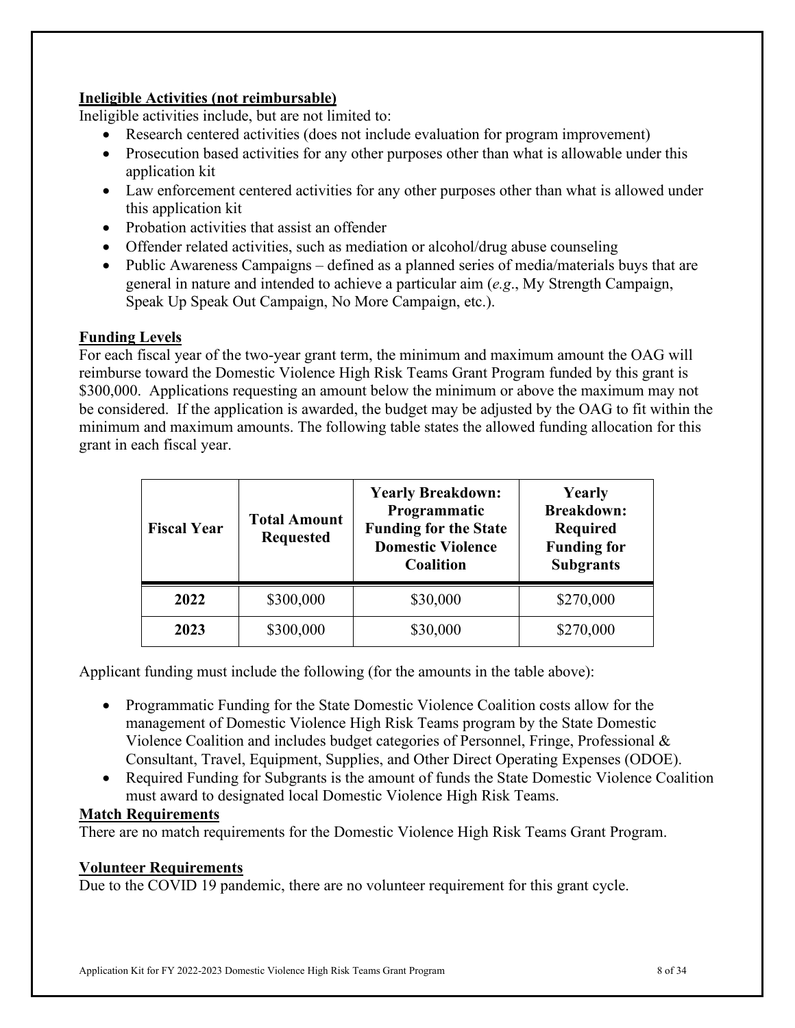**Ineligible Activities (not reimbursable)**

Ineligible activities include, but are not limited to:

- Research centered activities (does not include evaluation for program improvement)
- Prosecution based activities for any other purposes other than what is allowable under this application kit
- Law enforcement centered activities for any other purposes other than what is allowed under this application kit
- Probation activities that assist an offender
- Offender related activities, such as mediation or alcohol/drug abuse counseling
- Public Awareness Campaigns – defined as a planned series of media/materials buys that are general in nature and intended to achieve a particular aim (*e.g*., My Strength Campaign, Speak Up Speak Out Campaign, No More Campaign, etc.).

**Funding Levels**

For each fiscal year of the two-year grant term, the minimum and maximum amount the OAG will reimburse toward the Domestic Violence High Risk Teams Grant Program funded by this grant is $300,000. Applications requesting an amount below the minimum or above the maximum may not be considered. If the application is awarded, the budget may be adjusted by the OAG to fit within the minimum and maximum amounts. The following table states the allowed funding allocation for this grant in each fiscal year.

| Fiscal Year | Total Amount Requested | Yearly Breakdown: Programmatic Funding for the State Domestic Violence Coalition | Yearly Breakdown: Required Funding for Subgrants |
|---|---|---|---|
| **2022** | $300,000 | $30,000 | $270,000 |
| **2023** | $300,000 | $30,000 | $270,000 |

Applicant funding must include the following (for the amounts in the table above):

- Programmatic Funding for the State Domestic Violence Coalition costs allow for the management of Domestic Violence High Risk Teams program by the State Domestic Violence Coalition and includes budget categories of Personnel, Fringe, Professional & Consultant, Travel, Equipment, Supplies, and Other Direct Operating Expenses (ODOE).
- Required Funding for Subgrants is the amount of funds the State Domestic Violence Coalition must award to designated local Domestic Violence High Risk Teams.

**Match Requirements**

There are no match requirements for the Domestic Violence High Risk Teams Grant Program.

**Volunteer Requirements**

Due to the COVID 19 pandemic, there are no volunteer requirement for this grant cycle.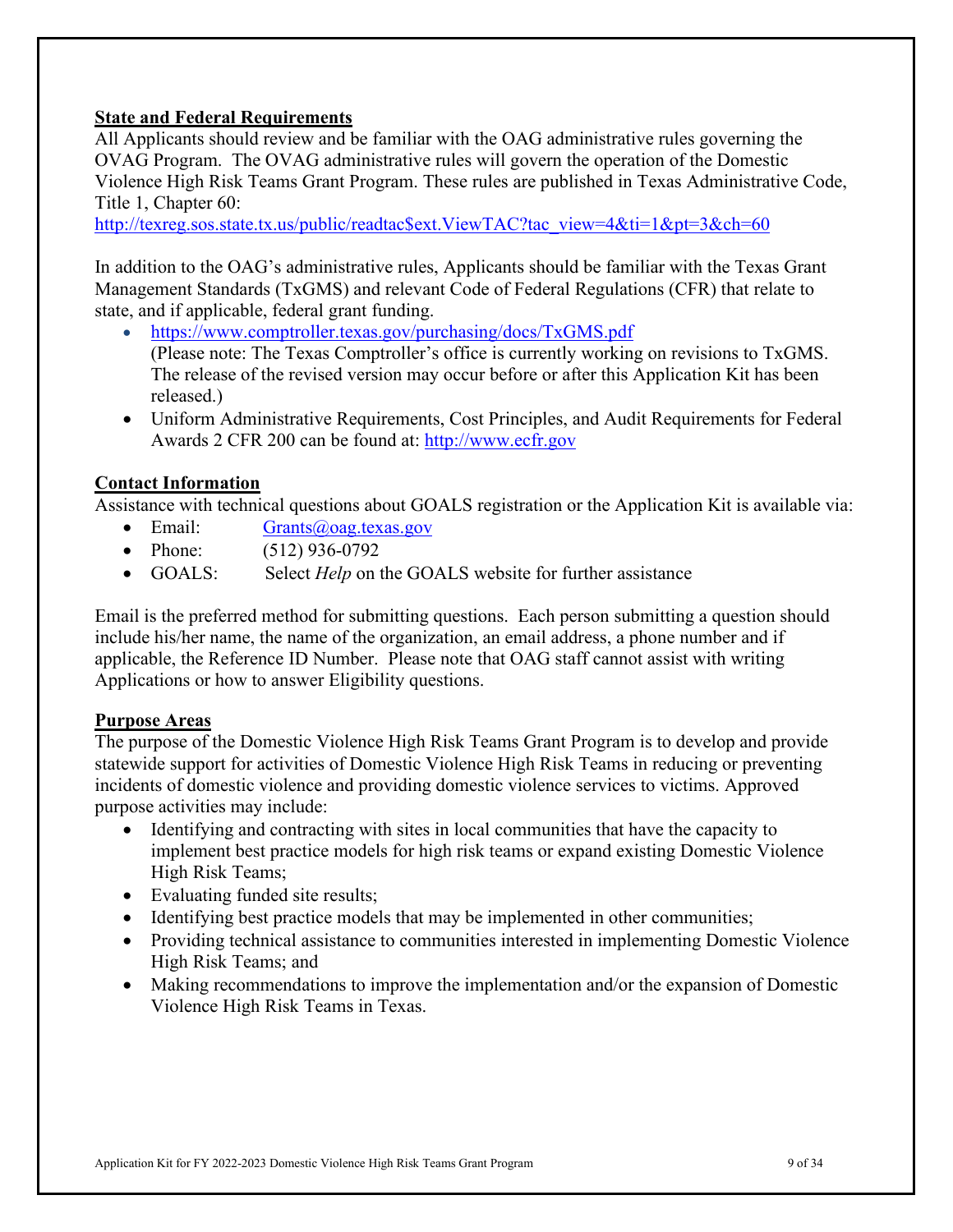**State and Federal Requirements**

All Applicants should review and be familiar with the OAG administrative rules governing the OVAG Program. The OVAG administrative rules will govern the operation of the Domestic Violence High Risk Teams Grant Program. These rules are published in Texas Administrative Code, Title 1, Chapter 60:
http://texreg.sos.state.tx.us/public/readtac$ext.ViewTAC?tac_view=4&ti=1&pt=3&ch=60

In addition to the OAG's administrative rules, Applicants should be familiar with the Texas Grant Management Standards (TxGMS) and relevant Code of Federal Regulations (CFR) that relate to state, and if applicable, federal grant funding.

- https://www.comptroller.texas.gov/purchasing/docs/TxGMS.pdf
  (Please note: The Texas Comptroller's office is currently working on revisions to TxGMS. The release of the revised version may occur before or after this Application Kit has been released.)
- Uniform Administrative Requirements, Cost Principles, and Audit Requirements for Federal Awards 2 CFR 200 can be found at: http://www.ecfr.gov

**Contact Information**

Assistance with technical questions about GOALS registration or the Application Kit is available via:

- Email: Grants@oag.texas.gov
- Phone: (512) 936-0792
- GOALS: Select *Help* on the GOALS website for further assistance

Email is the preferred method for submitting questions. Each person submitting a question should include his/her name, the name of the organization, an email address, a phone number and if applicable, the Reference ID Number. Please note that OAG staff cannot assist with writing Applications or how to answer Eligibility questions.

**Purpose Areas**

The purpose of the Domestic Violence High Risk Teams Grant Program is to develop and provide statewide support for activities of Domestic Violence High Risk Teams in reducing or preventing incidents of domestic violence and providing domestic violence services to victims. Approved purpose activities may include:

- Identifying and contracting with sites in local communities that have the capacity to implement best practice models for high risk teams or expand existing Domestic Violence High Risk Teams;
- Evaluating funded site results;
- Identifying best practice models that may be implemented in other communities;
- Providing technical assistance to communities interested in implementing Domestic Violence High Risk Teams; and
- Making recommendations to improve the implementation and/or the expansion of Domestic Violence High Risk Teams in Texas.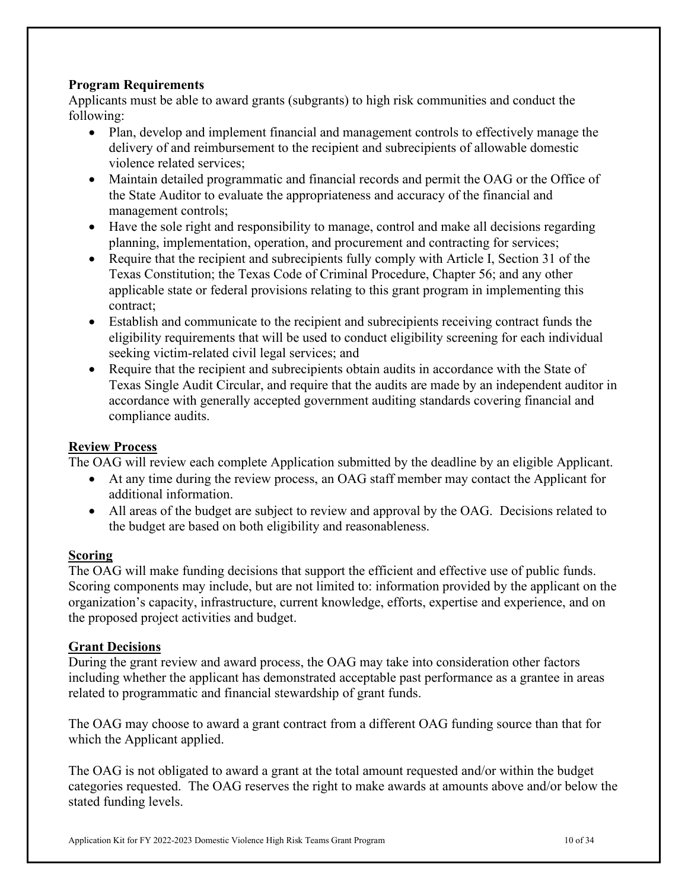**Program Requirements**

Applicants must be able to award grants (subgrants) to high risk communities and conduct the following:

- Plan, develop and implement financial and management controls to effectively manage the delivery of and reimbursement to the recipient and subrecipients of allowable domestic violence related services;
- Maintain detailed programmatic and financial records and permit the OAG or the Office of the State Auditor to evaluate the appropriateness and accuracy of the financial and management controls;
- Have the sole right and responsibility to manage, control and make all decisions regarding planning, implementation, operation, and procurement and contracting for services;
- Require that the recipient and subrecipients fully comply with Article I, Section 31 of the Texas Constitution; the Texas Code of Criminal Procedure, Chapter 56; and any other applicable state or federal provisions relating to this grant program in implementing this contract;
- Establish and communicate to the recipient and subrecipients receiving contract funds the eligibility requirements that will be used to conduct eligibility screening for each individual seeking victim-related civil legal services; and
- Require that the recipient and subrecipients obtain audits in accordance with the State of Texas Single Audit Circular, and require that the audits are made by an independent auditor in accordance with generally accepted government auditing standards covering financial and compliance audits.

**Review Process**

The OAG will review each complete Application submitted by the deadline by an eligible Applicant.

- At any time during the review process, an OAG staff member may contact the Applicant for additional information.
- All areas of the budget are subject to review and approval by the OAG. Decisions related to the budget are based on both eligibility and reasonableness.

**Scoring**

The OAG will make funding decisions that support the efficient and effective use of public funds. Scoring components may include, but are not limited to: information provided by the applicant on the organization's capacity, infrastructure, current knowledge, efforts, expertise and experience, and on the proposed project activities and budget.

**Grant Decisions**

During the grant review and award process, the OAG may take into consideration other factors including whether the applicant has demonstrated acceptable past performance as a grantee in areas related to programmatic and financial stewardship of grant funds.

The OAG may choose to award a grant contract from a different OAG funding source than that for which the Applicant applied.

The OAG is not obligated to award a grant at the total amount requested and/or within the budget categories requested. The OAG reserves the right to make awards at amounts above and/or below the stated funding levels.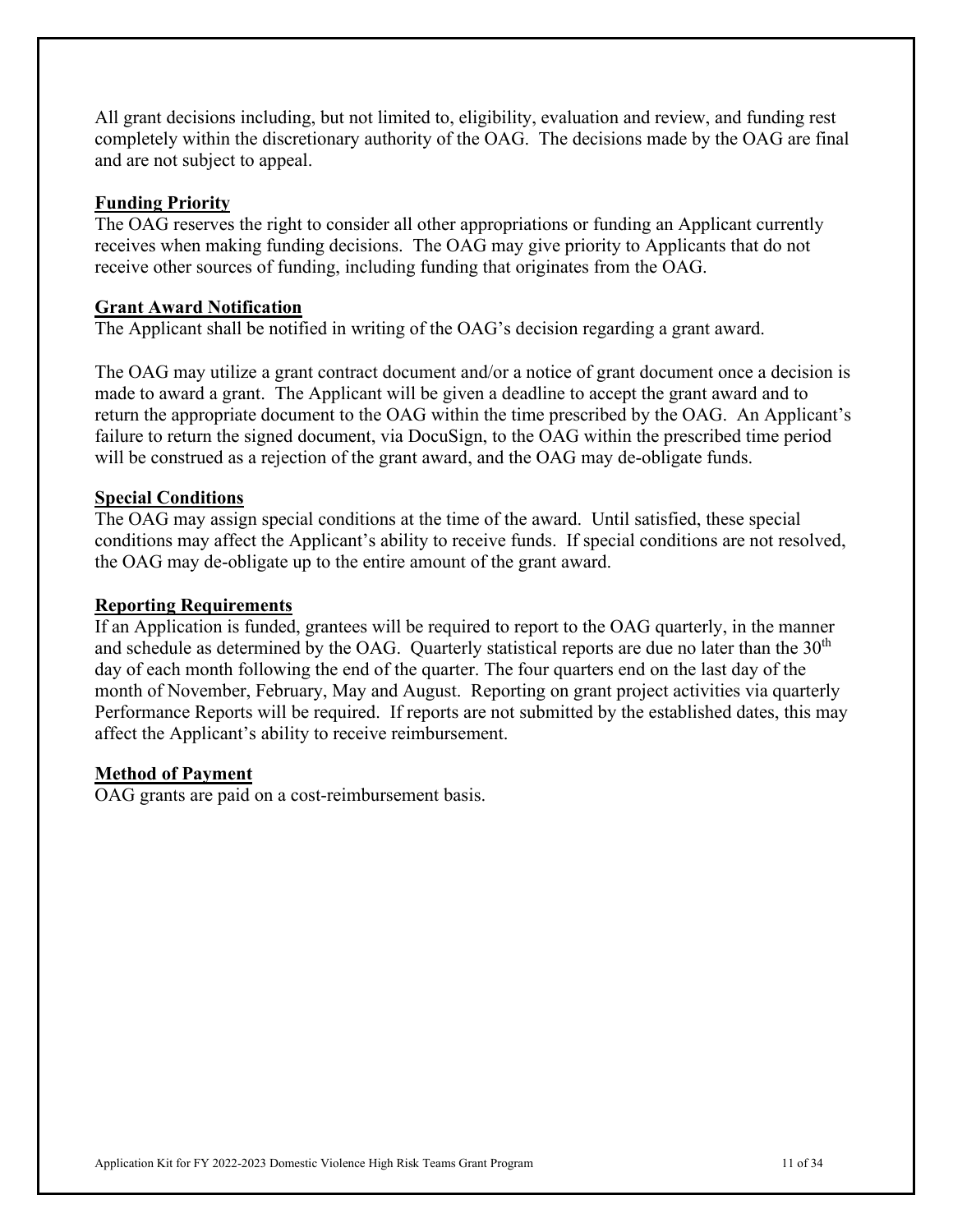All grant decisions including, but not limited to, eligibility, evaluation and review, and funding rest completely within the discretionary authority of the OAG. The decisions made by the OAG are final and are not subject to appeal.

## Funding Priority

The OAG reserves the right to consider all other appropriations or funding an Applicant currently receives when making funding decisions. The OAG may give priority to Applicants that do not receive other sources of funding, including funding that originates from the OAG.

## Grant Award Notification

The Applicant shall be notified in writing of the OAG's decision regarding a grant award.

The OAG may utilize a grant contract document and/or a notice of grant document once a decision is made to award a grant. The Applicant will be given a deadline to accept the grant award and to return the appropriate document to the OAG within the time prescribed by the OAG. An Applicant's failure to return the signed document, via DocuSign, to the OAG within the prescribed time period will be construed as a rejection of the grant award, and the OAG may de-obligate funds.

## Special Conditions

The OAG may assign special conditions at the time of the award. Until satisfied, these special conditions may affect the Applicant's ability to receive funds. If special conditions are not resolved, the OAG may de-obligate up to the entire amount of the grant award.

## Reporting Requirements

If an Application is funded, grantees will be required to report to the OAG quarterly, in the manner and schedule as determined by the OAG. Quarterly statistical reports are due no later than the 30th day of each month following the end of the quarter. The four quarters end on the last day of the month of November, February, May and August. Reporting on grant project activities via quarterly Performance Reports will be required. If reports are not submitted by the established dates, this may affect the Applicant's ability to receive reimbursement.

## Method of Payment

OAG grants are paid on a cost-reimbursement basis.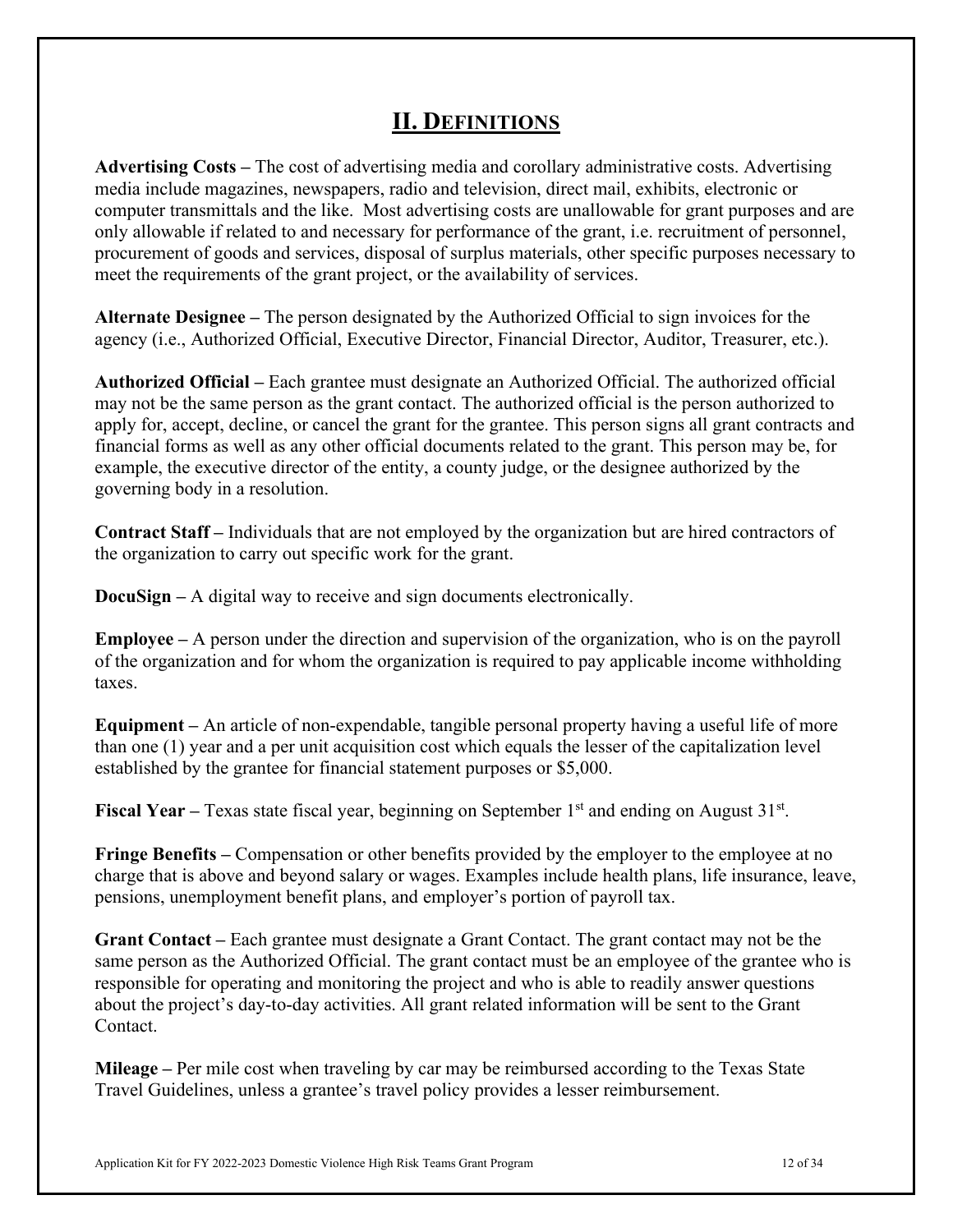# II. DEFINITIONS

**Advertising Costs –** The cost of advertising media and corollary administrative costs. Advertising media include magazines, newspapers, radio and television, direct mail, exhibits, electronic or computer transmittals and the like. Most advertising costs are unallowable for grant purposes and are only allowable if related to and necessary for performance of the grant, i.e. recruitment of personnel, procurement of goods and services, disposal of surplus materials, other specific purposes necessary to meet the requirements of the grant project, or the availability of services.

**Alternate Designee –** The person designated by the Authorized Official to sign invoices for the agency (i.e., Authorized Official, Executive Director, Financial Director, Auditor, Treasurer, etc.).

**Authorized Official –** Each grantee must designate an Authorized Official. The authorized official may not be the same person as the grant contact. The authorized official is the person authorized to apply for, accept, decline, or cancel the grant for the grantee. This person signs all grant contracts and financial forms as well as any other official documents related to the grant. This person may be, for example, the executive director of the entity, a county judge, or the designee authorized by the governing body in a resolution.

**Contract Staff –** Individuals that are not employed by the organization but are hired contractors of the organization to carry out specific work for the grant.

**DocuSign –** A digital way to receive and sign documents electronically.

**Employee –** A person under the direction and supervision of the organization, who is on the payroll of the organization and for whom the organization is required to pay applicable income withholding taxes.

**Equipment –** An article of non-expendable, tangible personal property having a useful life of more than one (1) year and a per unit acquisition cost which equals the lesser of the capitalization level established by the grantee for financial statement purposes or $5,000.

**Fiscal Year –** Texas state fiscal year, beginning on September 1st and ending on August 31st.

**Fringe Benefits –** Compensation or other benefits provided by the employer to the employee at no charge that is above and beyond salary or wages. Examples include health plans, life insurance, leave, pensions, unemployment benefit plans, and employer's portion of payroll tax.

**Grant Contact –** Each grantee must designate a Grant Contact. The grant contact may not be the same person as the Authorized Official. The grant contact must be an employee of the grantee who is responsible for operating and monitoring the project and who is able to readily answer questions about the project's day-to-day activities. All grant related information will be sent to the Grant Contact.

**Mileage –** Per mile cost when traveling by car may be reimbursed according to the Texas State Travel Guidelines, unless a grantee's travel policy provides a lesser reimbursement.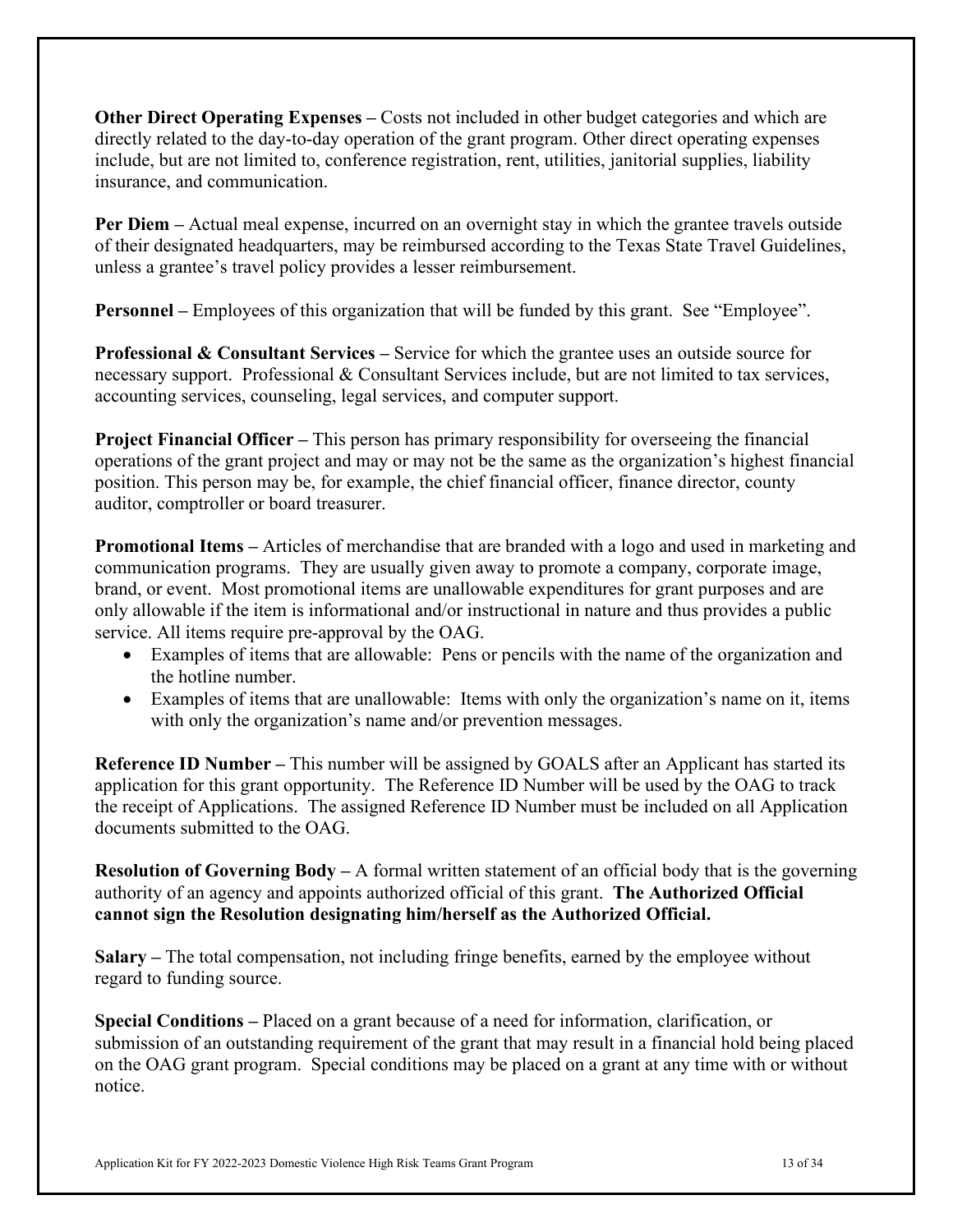**Other Direct Operating Expenses –** Costs not included in other budget categories and which are directly related to the day-to-day operation of the grant program. Other direct operating expenses include, but are not limited to, conference registration, rent, utilities, janitorial supplies, liability insurance, and communication.

**Per Diem –** Actual meal expense, incurred on an overnight stay in which the grantee travels outside of their designated headquarters, may be reimbursed according to the Texas State Travel Guidelines, unless a grantee's travel policy provides a lesser reimbursement.

**Personnel –** Employees of this organization that will be funded by this grant. See "Employee".

**Professional & Consultant Services –** Service for which the grantee uses an outside source for necessary support. Professional & Consultant Services include, but are not limited to tax services, accounting services, counseling, legal services, and computer support.

**Project Financial Officer –** This person has primary responsibility for overseeing the financial operations of the grant project and may or may not be the same as the organization's highest financial position. This person may be, for example, the chief financial officer, finance director, county auditor, comptroller or board treasurer.

**Promotional Items –** Articles of merchandise that are branded with a logo and used in marketing and communication programs. They are usually given away to promote a company, corporate image, brand, or event. Most promotional items are unallowable expenditures for grant purposes and are only allowable if the item is informational and/or instructional in nature and thus provides a public service. All items require pre-approval by the OAG.

- Examples of items that are allowable: Pens or pencils with the name of the organization and the hotline number.
- Examples of items that are unallowable: Items with only the organization's name on it, items with only the organization's name and/or prevention messages.

**Reference ID Number –** This number will be assigned by GOALS after an Applicant has started its application for this grant opportunity. The Reference ID Number will be used by the OAG to track the receipt of Applications. The assigned Reference ID Number must be included on all Application documents submitted to the OAG.

**Resolution of Governing Body –** A formal written statement of an official body that is the governing authority of an agency and appoints authorized official of this grant. **The Authorized Official cannot sign the Resolution designating him/herself as the Authorized Official.**

**Salary –** The total compensation, not including fringe benefits, earned by the employee without regard to funding source.

**Special Conditions –** Placed on a grant because of a need for information, clarification, or submission of an outstanding requirement of the grant that may result in a financial hold being placed on the OAG grant program. Special conditions may be placed on a grant at any time with or without notice.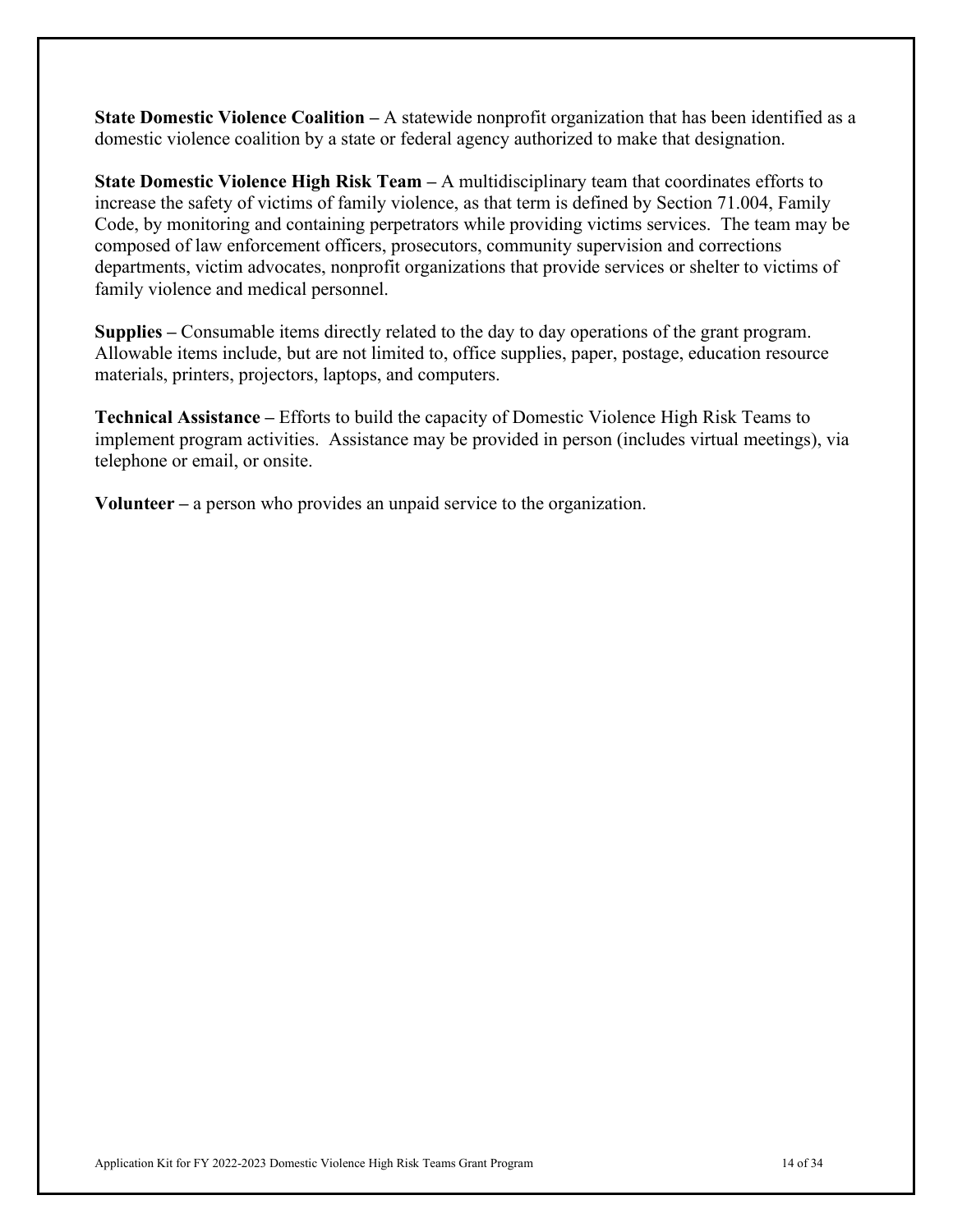**State Domestic Violence Coalition –** A statewide nonprofit organization that has been identified as a domestic violence coalition by a state or federal agency authorized to make that designation.

**State Domestic Violence High Risk Team –** A multidisciplinary team that coordinates efforts to increase the safety of victims of family violence, as that term is defined by Section 71.004, Family Code, by monitoring and containing perpetrators while providing victims services. The team may be composed of law enforcement officers, prosecutors, community supervision and corrections departments, victim advocates, nonprofit organizations that provide services or shelter to victims of family violence and medical personnel.

**Supplies –** Consumable items directly related to the day to day operations of the grant program. Allowable items include, but are not limited to, office supplies, paper, postage, education resource materials, printers, projectors, laptops, and computers.

**Technical Assistance –** Efforts to build the capacity of Domestic Violence High Risk Teams to implement program activities. Assistance may be provided in person (includes virtual meetings), via telephone or email, or onsite.

**Volunteer –** a person who provides an unpaid service to the organization.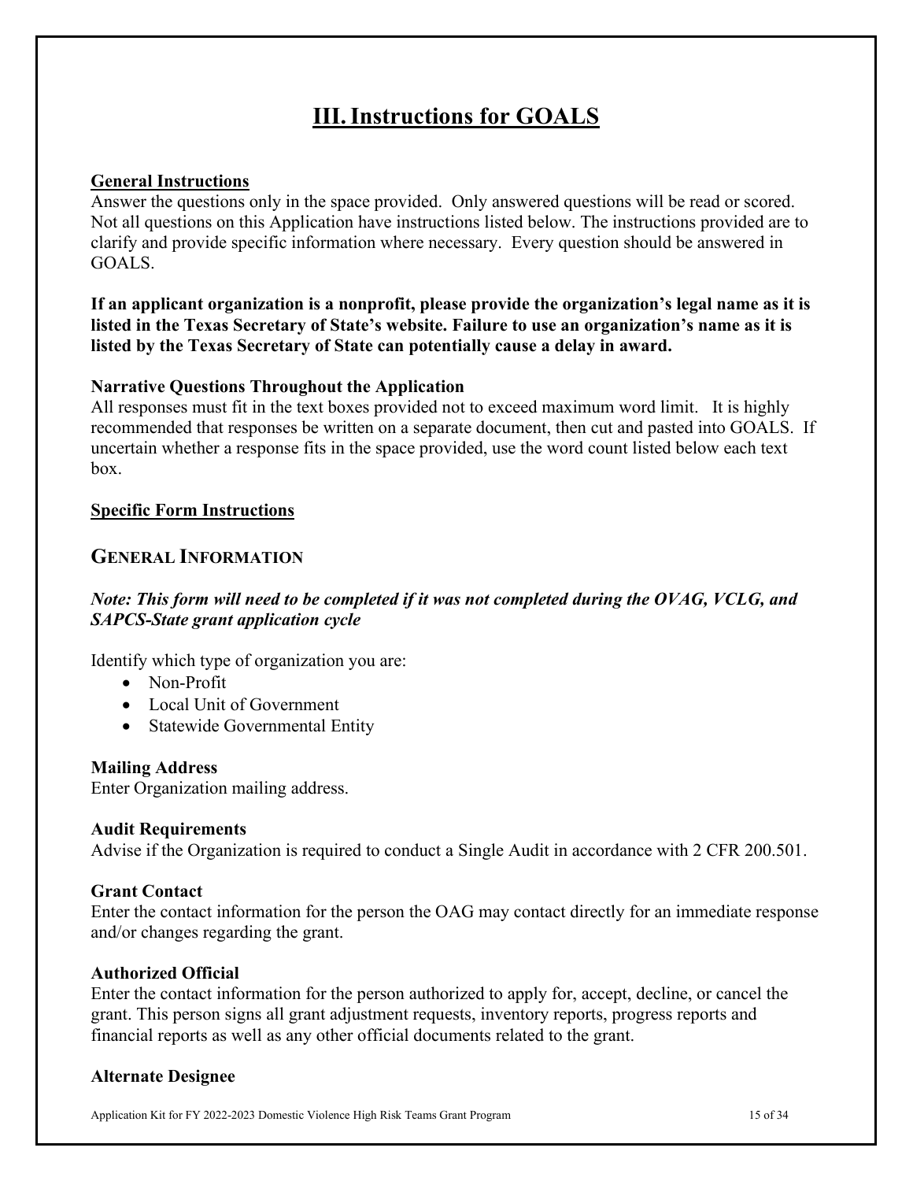# III. Instructions for GOALS

**General Instructions**

Answer the questions only in the space provided. Only answered questions will be read or scored. Not all questions on this Application have instructions listed below. The instructions provided are to clarify and provide specific information where necessary. Every question should be answered in GOALS.

**If an applicant organization is a nonprofit, please provide the organization's legal name as it is listed in the Texas Secretary of State's website. Failure to use an organization's name as it is listed by the Texas Secretary of State can potentially cause a delay in award.**

**Narrative Questions Throughout the Application**

All responses must fit in the text boxes provided not to exceed maximum word limit. It is highly recommended that responses be written on a separate document, then cut and pasted into GOALS. If uncertain whether a response fits in the space provided, use the word count listed below each text box.

**Specific Form Instructions**

## GENERAL INFORMATION

***Note: This form will need to be completed if it was not completed during the OVAG, VCLG, and SAPCS-State grant application cycle***

Identify which type of organization you are:

- Non-Profit
- Local Unit of Government
- Statewide Governmental Entity

**Mailing Address**

Enter Organization mailing address.

**Audit Requirements**

Advise if the Organization is required to conduct a Single Audit in accordance with 2 CFR 200.501.

**Grant Contact**

Enter the contact information for the person the OAG may contact directly for an immediate response and/or changes regarding the grant.

**Authorized Official**

Enter the contact information for the person authorized to apply for, accept, decline, or cancel the grant. This person signs all grant adjustment requests, inventory reports, progress reports and financial reports as well as any other official documents related to the grant.

**Alternate Designee**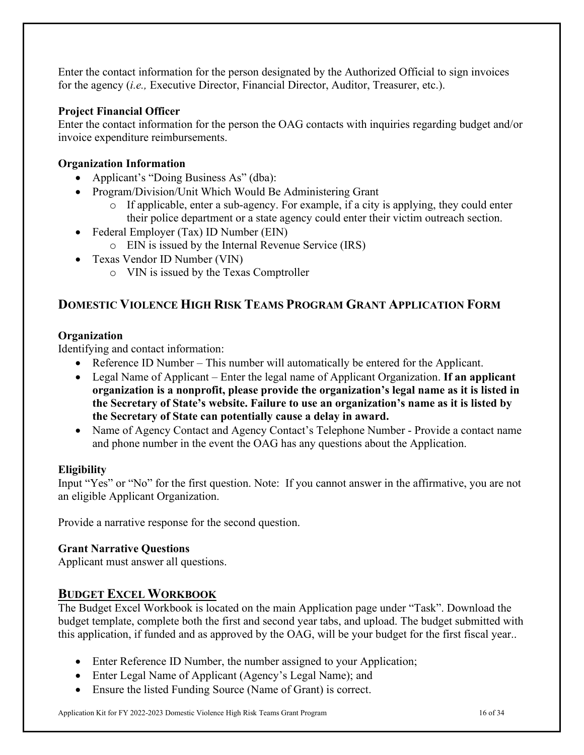Enter the contact information for the person designated by the Authorized Official to sign invoices for the agency (*i.e.,* Executive Director, Financial Director, Auditor, Treasurer, etc.).

**Project Financial Officer**
Enter the contact information for the person the OAG contacts with inquiries regarding budget and/or invoice expenditure reimbursements.

**Organization Information**

- Applicant's "Doing Business As" (dba):
- Program/Division/Unit Which Would Be Administering Grant
    - If applicable, enter a sub-agency. For example, if a city is applying, they could enter their police department or a state agency could enter their victim outreach section.
- Federal Employer (Tax) ID Number (EIN)
    - EIN is issued by the Internal Revenue Service (IRS)
- Texas Vendor ID Number (VIN)
    - VIN is issued by the Texas Comptroller

## Domestic Violence High Risk Teams Program Grant Application Form

**Organization**
Identifying and contact information:

- Reference ID Number – This number will automatically be entered for the Applicant.
- Legal Name of Applicant – Enter the legal name of Applicant Organization. **If an applicant organization is a nonprofit, please provide the organization's legal name as it is listed in the Secretary of State's website. Failure to use an organization's name as it is listed by the Secretary of State can potentially cause a delay in award.**
- Name of Agency Contact and Agency Contact's Telephone Number - Provide a contact name and phone number in the event the OAG has any questions about the Application.

**Eligibility**
Input "Yes" or "No" for the first question. Note: If you cannot answer in the affirmative, you are not an eligible Applicant Organization.

Provide a narrative response for the second question.

**Grant Narrative Questions**
Applicant must answer all questions.

## Budget Excel Workbook

The Budget Excel Workbook is located on the main Application page under "Task". Download the budget template, complete both the first and second year tabs, and upload. The budget submitted with this application, if funded and as approved by the OAG, will be your budget for the first fiscal year..

- Enter Reference ID Number, the number assigned to your Application;
- Enter Legal Name of Applicant (Agency's Legal Name); and
- Ensure the listed Funding Source (Name of Grant) is correct.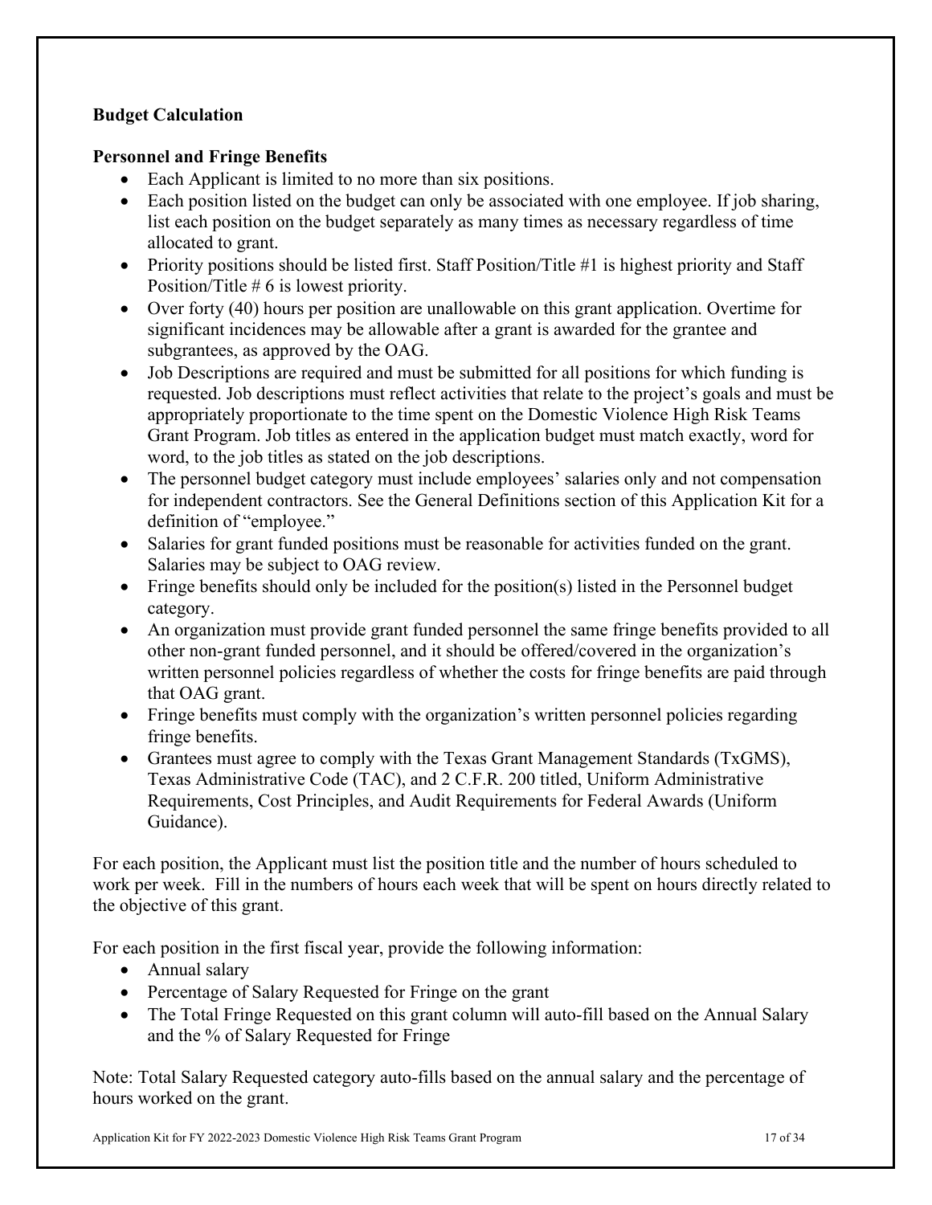**Budget Calculation**

**Personnel and Fringe Benefits**

- Each Applicant is limited to no more than six positions.
- Each position listed on the budget can only be associated with one employee. If job sharing, list each position on the budget separately as many times as necessary regardless of time allocated to grant.
- Priority positions should be listed first. Staff Position/Title #1 is highest priority and Staff Position/Title # 6 is lowest priority.
- Over forty (40) hours per position are unallowable on this grant application. Overtime for significant incidences may be allowable after a grant is awarded for the grantee and subgrantees, as approved by the OAG.
- Job Descriptions are required and must be submitted for all positions for which funding is requested. Job descriptions must reflect activities that relate to the project's goals and must be appropriately proportionate to the time spent on the Domestic Violence High Risk Teams Grant Program. Job titles as entered in the application budget must match exactly, word for word, to the job titles as stated on the job descriptions.
- The personnel budget category must include employees' salaries only and not compensation for independent contractors. See the General Definitions section of this Application Kit for a definition of "employee."
- Salaries for grant funded positions must be reasonable for activities funded on the grant. Salaries may be subject to OAG review.
- Fringe benefits should only be included for the position(s) listed in the Personnel budget category.
- An organization must provide grant funded personnel the same fringe benefits provided to all other non-grant funded personnel, and it should be offered/covered in the organization's written personnel policies regardless of whether the costs for fringe benefits are paid through that OAG grant.
- Fringe benefits must comply with the organization's written personnel policies regarding fringe benefits.
- Grantees must agree to comply with the Texas Grant Management Standards (TxGMS), Texas Administrative Code (TAC), and 2 C.F.R. 200 titled, Uniform Administrative Requirements, Cost Principles, and Audit Requirements for Federal Awards (Uniform Guidance).

For each position, the Applicant must list the position title and the number of hours scheduled to work per week. Fill in the numbers of hours each week that will be spent on hours directly related to the objective of this grant.

For each position in the first fiscal year, provide the following information:

- Annual salary
- Percentage of Salary Requested for Fringe on the grant
- The Total Fringe Requested on this grant column will auto-fill based on the Annual Salary and the % of Salary Requested for Fringe

Note: Total Salary Requested category auto-fills based on the annual salary and the percentage of hours worked on the grant.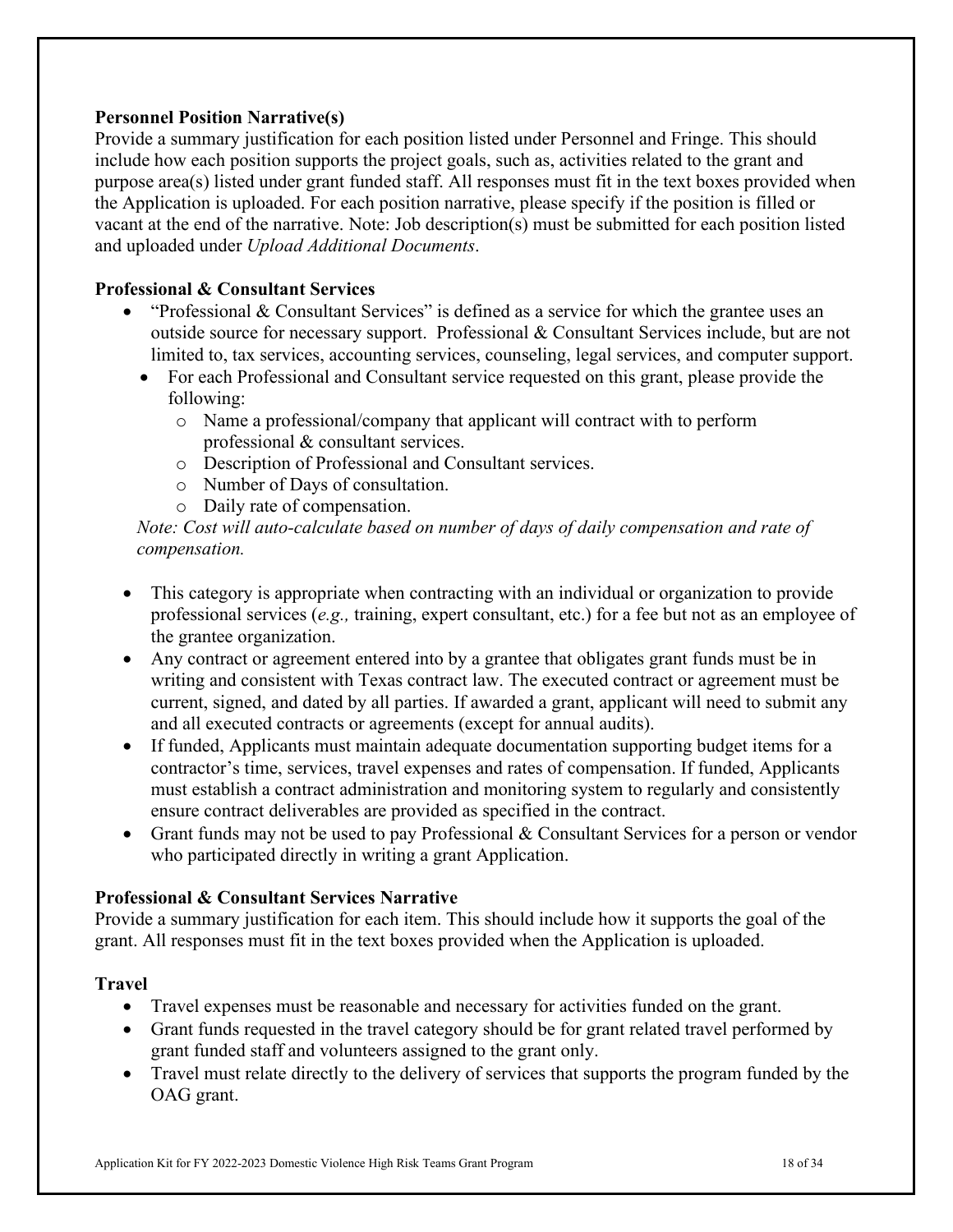**Personnel Position Narrative(s)**

Provide a summary justification for each position listed under Personnel and Fringe. This should include how each position supports the project goals, such as, activities related to the grant and purpose area(s) listed under grant funded staff. All responses must fit in the text boxes provided when the Application is uploaded. For each position narrative, please specify if the position is filled or vacant at the end of the narrative. Note: Job description(s) must be submitted for each position listed and uploaded under *Upload Additional Documents*.

**Professional & Consultant Services**

- "Professional & Consultant Services" is defined as a service for which the grantee uses an outside source for necessary support. Professional & Consultant Services include, but are not limited to, tax services, accounting services, counseling, legal services, and computer support.
  - For each Professional and Consultant service requested on this grant, please provide the following:
    - Name a professional/company that applicant will contract with to perform professional & consultant services.
    - Description of Professional and Consultant services.
    - Number of Days of consultation.
    - Daily rate of compensation.

  *Note: Cost will auto-calculate based on number of days of daily compensation and rate of compensation.*

- This category is appropriate when contracting with an individual or organization to provide professional services (*e.g.,* training, expert consultant, etc.) for a fee but not as an employee of the grantee organization.
- Any contract or agreement entered into by a grantee that obligates grant funds must be in writing and consistent with Texas contract law. The executed contract or agreement must be current, signed, and dated by all parties. If awarded a grant, applicant will need to submit any and all executed contracts or agreements (except for annual audits).
- If funded, Applicants must maintain adequate documentation supporting budget items for a contractor's time, services, travel expenses and rates of compensation. If funded, Applicants must establish a contract administration and monitoring system to regularly and consistently ensure contract deliverables are provided as specified in the contract.
- Grant funds may not be used to pay Professional & Consultant Services for a person or vendor who participated directly in writing a grant Application.

**Professional & Consultant Services Narrative**

Provide a summary justification for each item. This should include how it supports the goal of the grant. All responses must fit in the text boxes provided when the Application is uploaded.

**Travel**

- Travel expenses must be reasonable and necessary for activities funded on the grant.
- Grant funds requested in the travel category should be for grant related travel performed by grant funded staff and volunteers assigned to the grant only.
- Travel must relate directly to the delivery of services that supports the program funded by the OAG grant.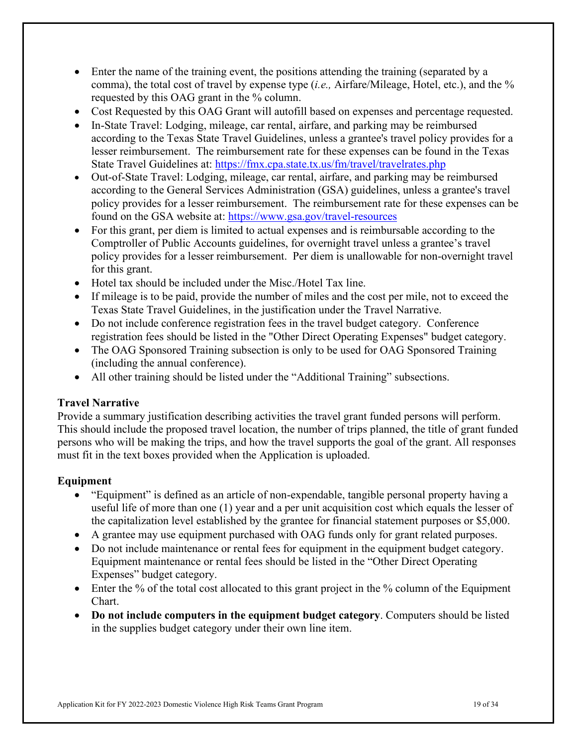- Enter the name of the training event, the positions attending the training (separated by a comma), the total cost of travel by expense type (*i.e.,* Airfare/Mileage, Hotel, etc.), and the % requested by this OAG grant in the % column.
- Cost Requested by this OAG Grant will autofill based on expenses and percentage requested.
- In-State Travel: Lodging, mileage, car rental, airfare, and parking may be reimbursed according to the Texas State Travel Guidelines, unless a grantee's travel policy provides for a lesser reimbursement. The reimbursement rate for these expenses can be found in the Texas State Travel Guidelines at: https://fmx.cpa.state.tx.us/fm/travel/travelrates.php
- Out-of-State Travel: Lodging, mileage, car rental, airfare, and parking may be reimbursed according to the General Services Administration (GSA) guidelines, unless a grantee's travel policy provides for a lesser reimbursement. The reimbursement rate for these expenses can be found on the GSA website at: https://www.gsa.gov/travel-resources
- For this grant, per diem is limited to actual expenses and is reimbursable according to the Comptroller of Public Accounts guidelines, for overnight travel unless a grantee's travel policy provides for a lesser reimbursement. Per diem is unallowable for non-overnight travel for this grant.
- Hotel tax should be included under the Misc./Hotel Tax line.
- If mileage is to be paid, provide the number of miles and the cost per mile, not to exceed the Texas State Travel Guidelines, in the justification under the Travel Narrative.
- Do not include conference registration fees in the travel budget category. Conference registration fees should be listed in the "Other Direct Operating Expenses" budget category.
- The OAG Sponsored Training subsection is only to be used for OAG Sponsored Training (including the annual conference).
- All other training should be listed under the "Additional Training" subsections.

**Travel Narrative**

Provide a summary justification describing activities the travel grant funded persons will perform. This should include the proposed travel location, the number of trips planned, the title of grant funded persons who will be making the trips, and how the travel supports the goal of the grant. All responses must fit in the text boxes provided when the Application is uploaded.

**Equipment**

- "Equipment" is defined as an article of non-expendable, tangible personal property having a useful life of more than one (1) year and a per unit acquisition cost which equals the lesser of the capitalization level established by the grantee for financial statement purposes or $5,000.
- A grantee may use equipment purchased with OAG funds only for grant related purposes.
- Do not include maintenance or rental fees for equipment in the equipment budget category. Equipment maintenance or rental fees should be listed in the "Other Direct Operating Expenses" budget category.
- Enter the % of the total cost allocated to this grant project in the % column of the Equipment Chart.
- **Do not include computers in the equipment budget category**. Computers should be listed in the supplies budget category under their own line item.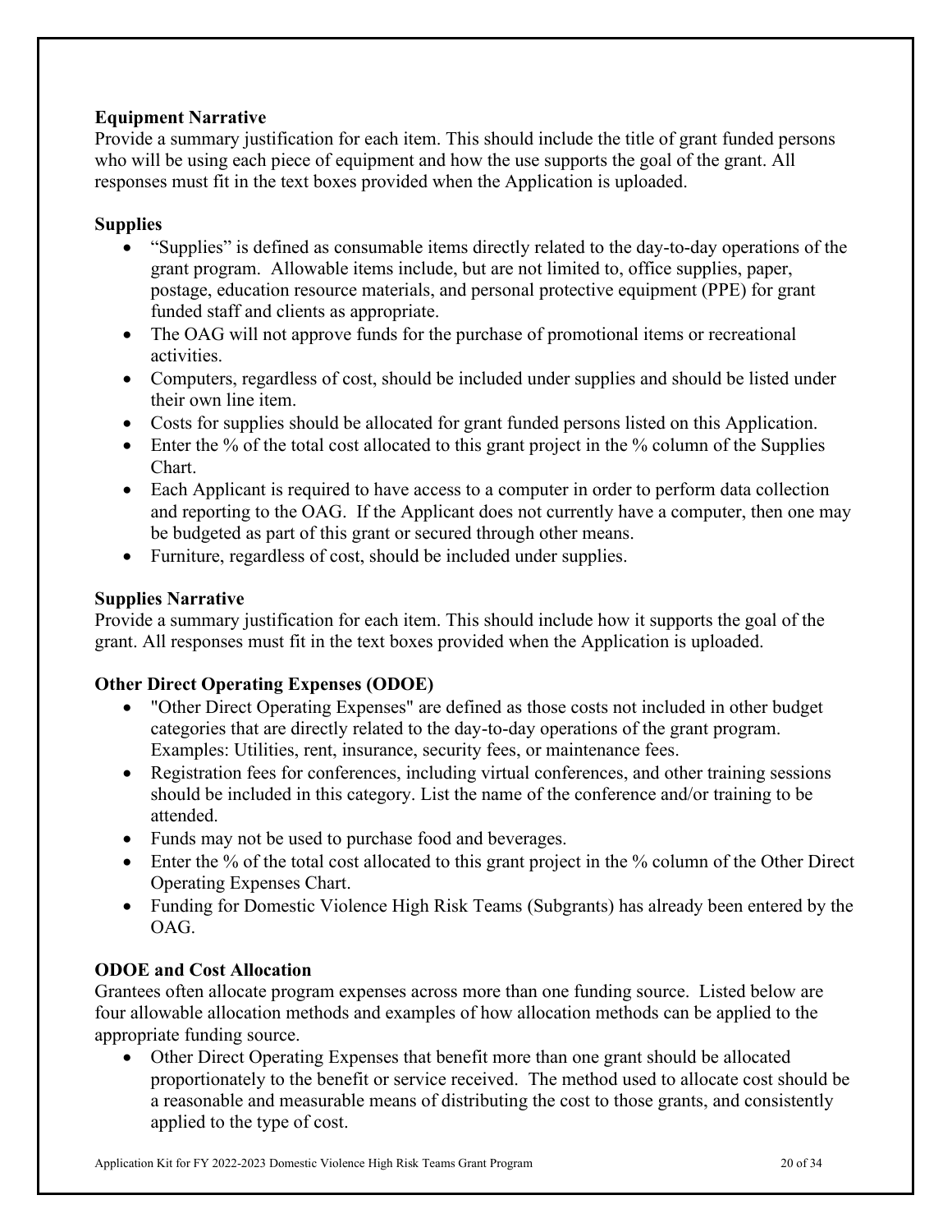**Equipment Narrative**

Provide a summary justification for each item. This should include the title of grant funded persons who will be using each piece of equipment and how the use supports the goal of the grant. All responses must fit in the text boxes provided when the Application is uploaded.

**Supplies**

- "Supplies" is defined as consumable items directly related to the day-to-day operations of the grant program. Allowable items include, but are not limited to, office supplies, paper, postage, education resource materials, and personal protective equipment (PPE) for grant funded staff and clients as appropriate.
- The OAG will not approve funds for the purchase of promotional items or recreational activities.
- Computers, regardless of cost, should be included under supplies and should be listed under their own line item.
- Costs for supplies should be allocated for grant funded persons listed on this Application.
- Enter the % of the total cost allocated to this grant project in the % column of the Supplies Chart.
- Each Applicant is required to have access to a computer in order to perform data collection and reporting to the OAG. If the Applicant does not currently have a computer, then one may be budgeted as part of this grant or secured through other means.
- Furniture, regardless of cost, should be included under supplies.

**Supplies Narrative**

Provide a summary justification for each item. This should include how it supports the goal of the grant. All responses must fit in the text boxes provided when the Application is uploaded.

**Other Direct Operating Expenses (ODOE)**

- "Other Direct Operating Expenses" are defined as those costs not included in other budget categories that are directly related to the day-to-day operations of the grant program. Examples: Utilities, rent, insurance, security fees, or maintenance fees.
- Registration fees for conferences, including virtual conferences, and other training sessions should be included in this category. List the name of the conference and/or training to be attended.
- Funds may not be used to purchase food and beverages.
- Enter the % of the total cost allocated to this grant project in the % column of the Other Direct Operating Expenses Chart.
- Funding for Domestic Violence High Risk Teams (Subgrants) has already been entered by the OAG.

**ODOE and Cost Allocation**

Grantees often allocate program expenses across more than one funding source. Listed below are four allowable allocation methods and examples of how allocation methods can be applied to the appropriate funding source.

- Other Direct Operating Expenses that benefit more than one grant should be allocated proportionately to the benefit or service received. The method used to allocate cost should be a reasonable and measurable means of distributing the cost to those grants, and consistently applied to the type of cost.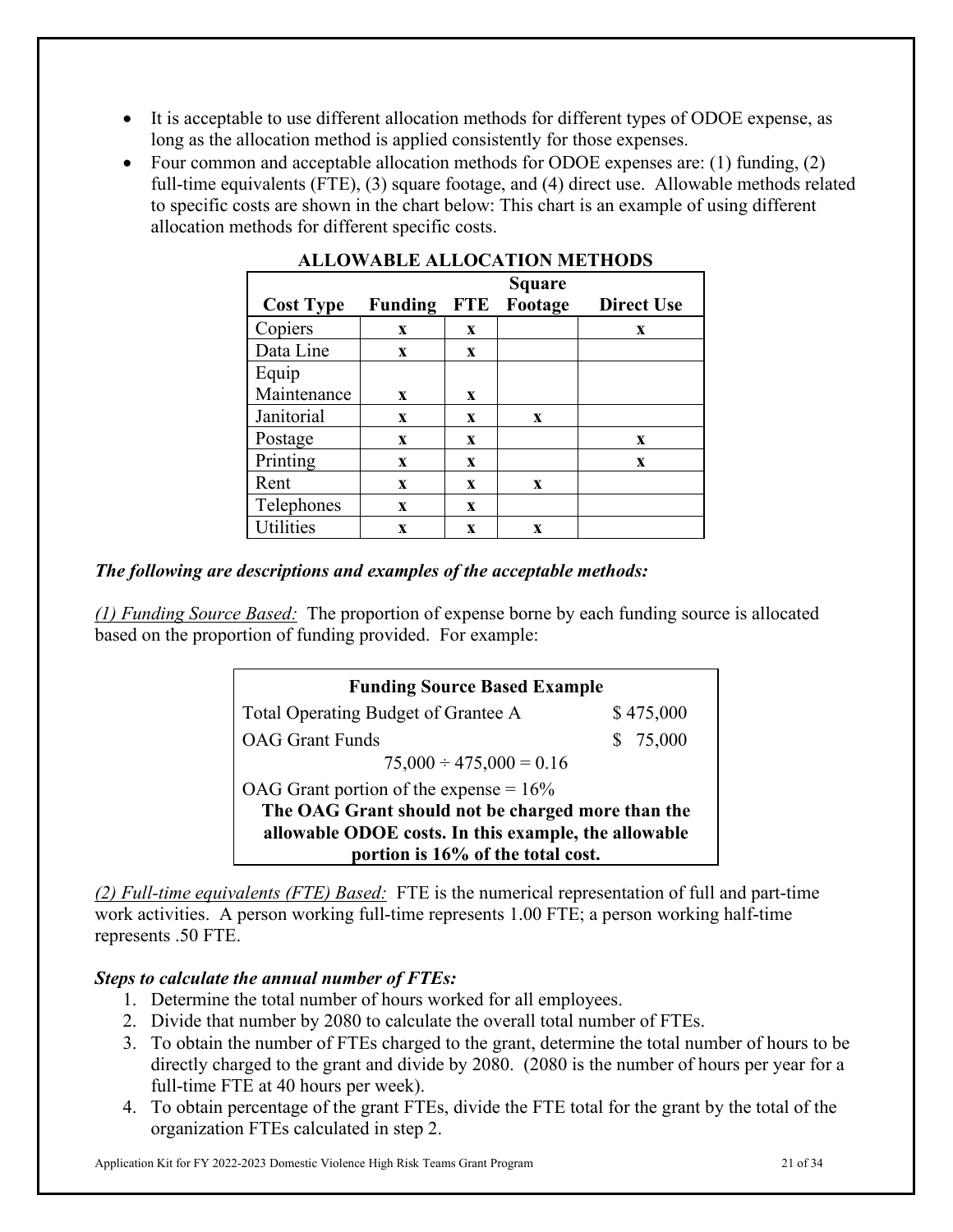- It is acceptable to use different allocation methods for different types of ODOE expense, as long as the allocation method is applied consistently for those expenses.
- Four common and acceptable allocation methods for ODOE expenses are: (1) funding, (2) full-time equivalents (FTE), (3) square footage, and (4) direct use. Allowable methods related to specific costs are shown in the chart below: This chart is an example of using different allocation methods for different specific costs.

**ALLOWABLE ALLOCATION METHODS**

| Cost Type | Funding | FTE | Square Footage | Direct Use |
|---|---|---|---|---|
| Copiers | x | x | | x |
| Data Line | x | x | | |
| Equip Maintenance | x | x | | |
| Janitorial | x | x | x | |
| Postage | x | x | | x |
| Printing | x | x | | x |
| Rent | x | x | x | |
| Telephones | x | x | | |
| Utilities | x | x | x | |

***The following are descriptions and examples of the acceptable methods:***

*(1) Funding Source Based:* The proportion of expense borne by each funding source is allocated based on the proportion of funding provided. For example:

| **Funding Source Based Example** | |
|---|---|
| Total Operating Budget of Grantee A | $ 475,000 |
| OAG Grant Funds | $ 75,000 |
| 75,000 ÷ 475,000 = 0.16 | |
| OAG Grant portion of the expense = 16% | |
| **The OAG Grant should not be charged more than the allowable ODOE costs. In this example, the allowable portion is 16% of the total cost.** | |

*(2) Full-time equivalents (FTE) Based:* FTE is the numerical representation of full and part-time work activities. A person working full-time represents 1.00 FTE; a person working half-time represents .50 FTE.

***Steps to calculate the annual number of FTEs:***

1. Determine the total number of hours worked for all employees.
2. Divide that number by 2080 to calculate the overall total number of FTEs.
3. To obtain the number of FTEs charged to the grant, determine the total number of hours to be directly charged to the grant and divide by 2080. (2080 is the number of hours per year for a full-time FTE at 40 hours per week).
4. To obtain percentage of the grant FTEs, divide the FTE total for the grant by the total of the organization FTEs calculated in step 2.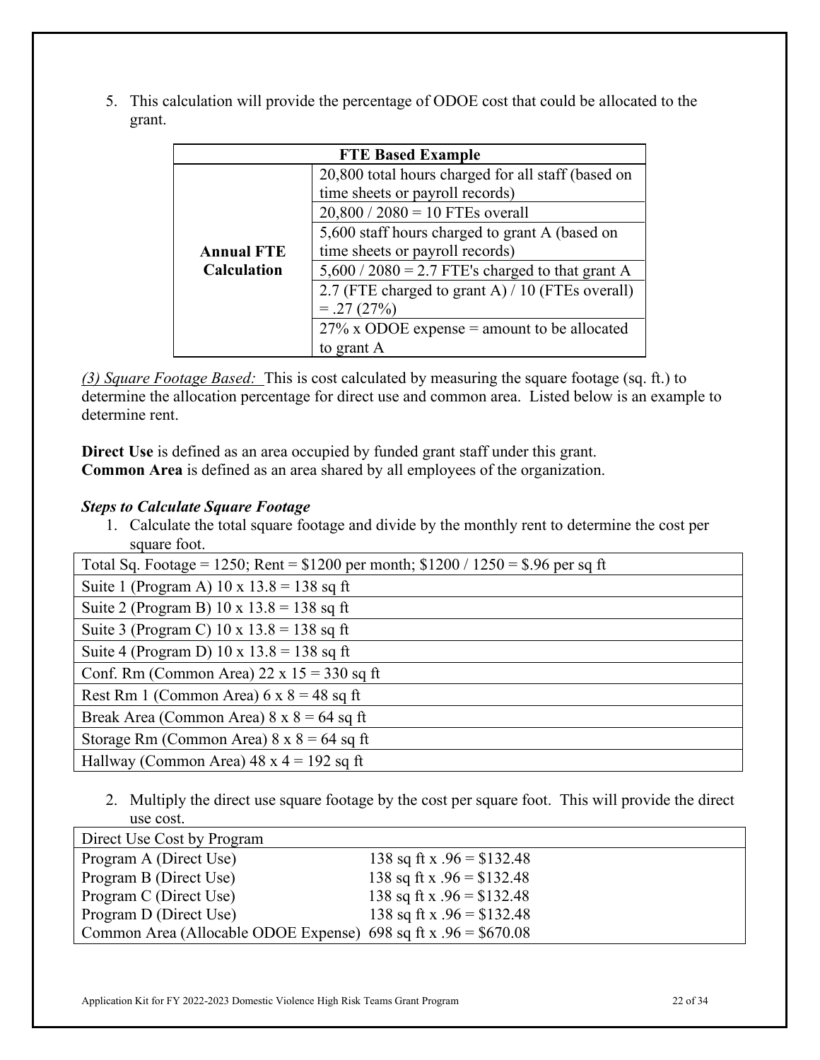5. This calculation will provide the percentage of ODOE cost that could be allocated to the grant.

| FTE Based Example | |
|---|---|
| **Annual FTE Calculation** | 20,800 total hours charged for all staff (based on time sheets or payroll records) |
| | 20,800 / 2080 = 10 FTEs overall |
| | 5,600 staff hours charged to grant A (based on time sheets or payroll records) |
| | 5,600 / 2080 = 2.7 FTE's charged to that grant A |
| | 2.7 (FTE charged to grant A) / 10 (FTEs overall) = .27 (27%) |
| | 27% x ODOE expense = amount to be allocated to grant A |

*(3) Square Footage Based:* This is cost calculated by measuring the square footage (sq. ft.) to determine the allocation percentage for direct use and common area. Listed below is an example to determine rent.

**Direct Use** is defined as an area occupied by funded grant staff under this grant.
**Common Area** is defined as an area shared by all employees of the organization.

***Steps to Calculate Square Footage***

1. Calculate the total square footage and divide by the monthly rent to determine the cost per square foot.

| Total Sq. Footage = 1250; Rent = $1200 per month; $1200 / 1250 = $.96 per sq ft |
|---|
| Suite 1 (Program A) 10 x 13.8 = 138 sq ft |
| Suite 2 (Program B) 10 x 13.8 = 138 sq ft |
| Suite 3 (Program C) 10 x 13.8 = 138 sq ft |
| Suite 4 (Program D) 10 x 13.8 = 138 sq ft |
| Conf. Rm (Common Area) 22 x 15 = 330 sq ft |
| Rest Rm 1 (Common Area) 6 x 8 = 48 sq ft |
| Break Area (Common Area) 8 x 8 = 64 sq ft |
| Storage Rm (Common Area) 8 x 8 = 64 sq ft |
| Hallway (Common Area) 48 x 4 = 192 sq ft |

2. Multiply the direct use square footage by the cost per square foot. This will provide the direct use cost.

| Direct Use Cost by Program | |
|---|---|
| Program A (Direct Use) | 138 sq ft x .96 = $132.48 |
| Program B (Direct Use) | 138 sq ft x .96 = $132.48 |
| Program C (Direct Use) | 138 sq ft x .96 = $132.48 |
| Program D (Direct Use) | 138 sq ft x .96 = $132.48 |
| Common Area (Allocable ODOE Expense) | 698 sq ft x .96 = $670.08 |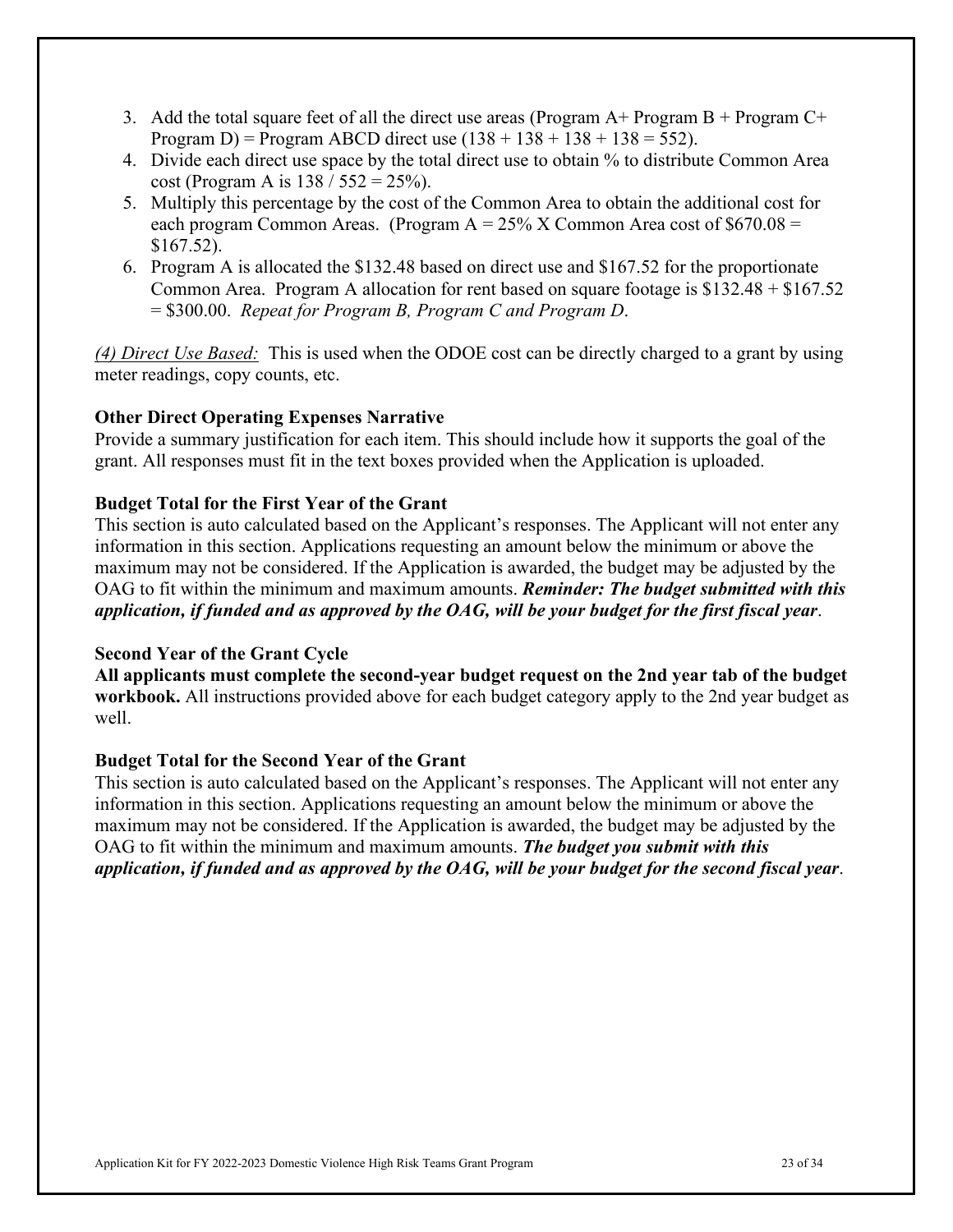3. Add the total square feet of all the direct use areas (Program A+ Program B + Program C+ Program D) = Program ABCD direct use (138 + 138 + 138 + 138 = 552).
4. Divide each direct use space by the total direct use to obtain % to distribute Common Area cost (Program A is 138 / 552 = 25%).
5. Multiply this percentage by the cost of the Common Area to obtain the additional cost for each program Common Areas. (Program A = 25% X Common Area cost of $670.08 = $167.52).
6. Program A is allocated the $132.48 based on direct use and $167.52 for the proportionate Common Area. Program A allocation for rent based on square footage is $132.48 + $167.52 = $300.00. *Repeat for Program B, Program C and Program D*.

*(4) Direct Use Based:* This is used when the ODOE cost can be directly charged to a grant by using meter readings, copy counts, etc.

**Other Direct Operating Expenses Narrative**

Provide a summary justification for each item. This should include how it supports the goal of the grant. All responses must fit in the text boxes provided when the Application is uploaded.

**Budget Total for the First Year of the Grant**

This section is auto calculated based on the Applicant's responses. The Applicant will not enter any information in this section. Applications requesting an amount below the minimum or above the maximum may not be considered. If the Application is awarded, the budget may be adjusted by the OAG to fit within the minimum and maximum amounts. ***Reminder: The budget submitted with this application, if funded and as approved by the OAG, will be your budget for the first fiscal year***.

**Second Year of the Grant Cycle**

**All applicants must complete the second-year budget request on the 2nd year tab of the budget workbook.** All instructions provided above for each budget category apply to the 2nd year budget as well.

**Budget Total for the Second Year of the Grant**

This section is auto calculated based on the Applicant's responses. The Applicant will not enter any information in this section. Applications requesting an amount below the minimum or above the maximum may not be considered. If the Application is awarded, the budget may be adjusted by the OAG to fit within the minimum and maximum amounts. ***The budget you submit with this application, if funded and as approved by the OAG, will be your budget for the second fiscal year***.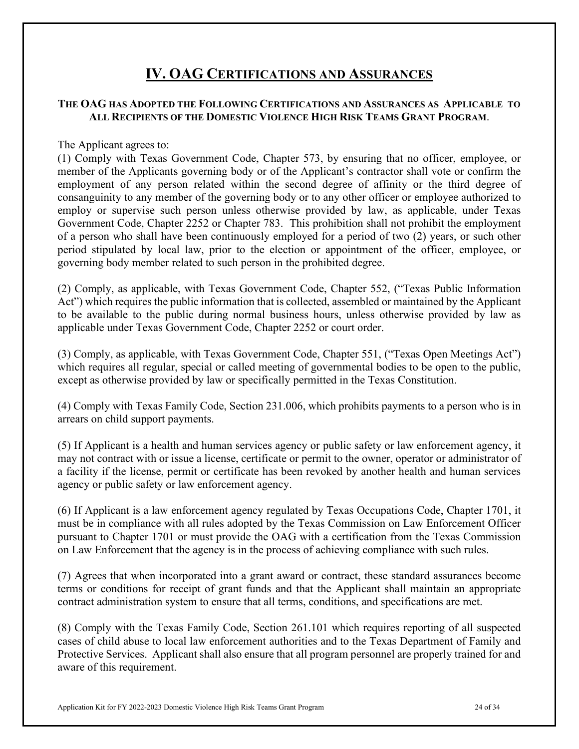# IV. OAG CERTIFICATIONS AND ASSURANCES

**THE OAG HAS ADOPTED THE FOLLOWING CERTIFICATIONS AND ASSURANCES AS APPLICABLE TO ALL RECIPIENTS OF THE DOMESTIC VIOLENCE HIGH RISK TEAMS GRANT PROGRAM.**

The Applicant agrees to:

(1) Comply with Texas Government Code, Chapter 573, by ensuring that no officer, employee, or member of the Applicants governing body or of the Applicant's contractor shall vote or confirm the employment of any person related within the second degree of affinity or the third degree of consanguinity to any member of the governing body or to any other officer or employee authorized to employ or supervise such person unless otherwise provided by law, as applicable, under Texas Government Code, Chapter 2252 or Chapter 783. This prohibition shall not prohibit the employment of a person who shall have been continuously employed for a period of two (2) years, or such other period stipulated by local law, prior to the election or appointment of the officer, employee, or governing body member related to such person in the prohibited degree.

(2) Comply, as applicable, with Texas Government Code, Chapter 552, ("Texas Public Information Act") which requires the public information that is collected, assembled or maintained by the Applicant to be available to the public during normal business hours, unless otherwise provided by law as applicable under Texas Government Code, Chapter 2252 or court order.

(3) Comply, as applicable, with Texas Government Code, Chapter 551, ("Texas Open Meetings Act") which requires all regular, special or called meeting of governmental bodies to be open to the public, except as otherwise provided by law or specifically permitted in the Texas Constitution.

(4) Comply with Texas Family Code, Section 231.006, which prohibits payments to a person who is in arrears on child support payments.

(5) If Applicant is a health and human services agency or public safety or law enforcement agency, it may not contract with or issue a license, certificate or permit to the owner, operator or administrator of a facility if the license, permit or certificate has been revoked by another health and human services agency or public safety or law enforcement agency.

(6) If Applicant is a law enforcement agency regulated by Texas Occupations Code, Chapter 1701, it must be in compliance with all rules adopted by the Texas Commission on Law Enforcement Officer pursuant to Chapter 1701 or must provide the OAG with a certification from the Texas Commission on Law Enforcement that the agency is in the process of achieving compliance with such rules.

(7) Agrees that when incorporated into a grant award or contract, these standard assurances become terms or conditions for receipt of grant funds and that the Applicant shall maintain an appropriate contract administration system to ensure that all terms, conditions, and specifications are met.

(8) Comply with the Texas Family Code, Section 261.101 which requires reporting of all suspected cases of child abuse to local law enforcement authorities and to the Texas Department of Family and Protective Services. Applicant shall also ensure that all program personnel are properly trained for and aware of this requirement.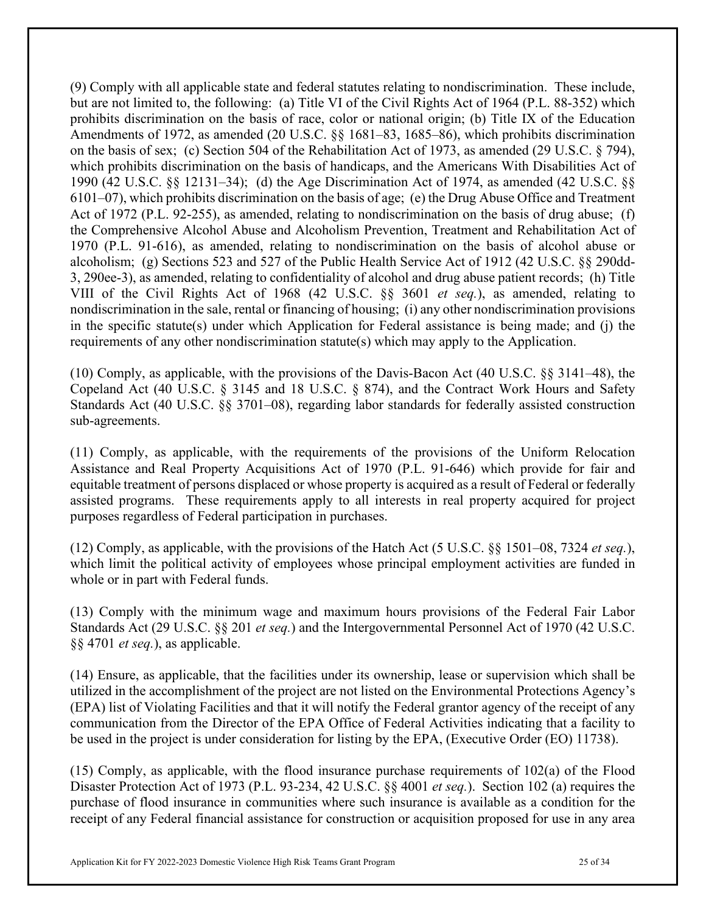(9) Comply with all applicable state and federal statutes relating to nondiscrimination. These include, but are not limited to, the following: (a) Title VI of the Civil Rights Act of 1964 (P.L. 88-352) which prohibits discrimination on the basis of race, color or national origin; (b) Title IX of the Education Amendments of 1972, as amended (20 U.S.C. §§ 1681–83, 1685–86), which prohibits discrimination on the basis of sex; (c) Section 504 of the Rehabilitation Act of 1973, as amended (29 U.S.C. § 794), which prohibits discrimination on the basis of handicaps, and the Americans With Disabilities Act of 1990 (42 U.S.C. §§ 12131–34); (d) the Age Discrimination Act of 1974, as amended (42 U.S.C. §§ 6101–07), which prohibits discrimination on the basis of age; (e) the Drug Abuse Office and Treatment Act of 1972 (P.L. 92-255), as amended, relating to nondiscrimination on the basis of drug abuse; (f) the Comprehensive Alcohol Abuse and Alcoholism Prevention, Treatment and Rehabilitation Act of 1970 (P.L. 91-616), as amended, relating to nondiscrimination on the basis of alcohol abuse or alcoholism; (g) Sections 523 and 527 of the Public Health Service Act of 1912 (42 U.S.C. §§ 290dd-3, 290ee-3), as amended, relating to confidentiality of alcohol and drug abuse patient records; (h) Title VIII of the Civil Rights Act of 1968 (42 U.S.C. §§ 3601 *et seq.*), as amended, relating to nondiscrimination in the sale, rental or financing of housing; (i) any other nondiscrimination provisions in the specific statute(s) under which Application for Federal assistance is being made; and (j) the requirements of any other nondiscrimination statute(s) which may apply to the Application.

(10) Comply, as applicable, with the provisions of the Davis-Bacon Act (40 U.S.C. §§ 3141–48), the Copeland Act (40 U.S.C. § 3145 and 18 U.S.C. § 874), and the Contract Work Hours and Safety Standards Act (40 U.S.C. §§ 3701–08), regarding labor standards for federally assisted construction sub-agreements.

(11) Comply, as applicable, with the requirements of the provisions of the Uniform Relocation Assistance and Real Property Acquisitions Act of 1970 (P.L. 91-646) which provide for fair and equitable treatment of persons displaced or whose property is acquired as a result of Federal or federally assisted programs. These requirements apply to all interests in real property acquired for project purposes regardless of Federal participation in purchases.

(12) Comply, as applicable, with the provisions of the Hatch Act (5 U.S.C. §§ 1501–08, 7324 *et seq.*), which limit the political activity of employees whose principal employment activities are funded in whole or in part with Federal funds.

(13) Comply with the minimum wage and maximum hours provisions of the Federal Fair Labor Standards Act (29 U.S.C. §§ 201 *et seq.*) and the Intergovernmental Personnel Act of 1970 (42 U.S.C. §§ 4701 *et seq.*), as applicable.

(14) Ensure, as applicable, that the facilities under its ownership, lease or supervision which shall be utilized in the accomplishment of the project are not listed on the Environmental Protections Agency's (EPA) list of Violating Facilities and that it will notify the Federal grantor agency of the receipt of any communication from the Director of the EPA Office of Federal Activities indicating that a facility to be used in the project is under consideration for listing by the EPA, (Executive Order (EO) 11738).

(15) Comply, as applicable, with the flood insurance purchase requirements of 102(a) of the Flood Disaster Protection Act of 1973 (P.L. 93-234, 42 U.S.C. §§ 4001 *et seq.*). Section 102 (a) requires the purchase of flood insurance in communities where such insurance is available as a condition for the receipt of any Federal financial assistance for construction or acquisition proposed for use in any area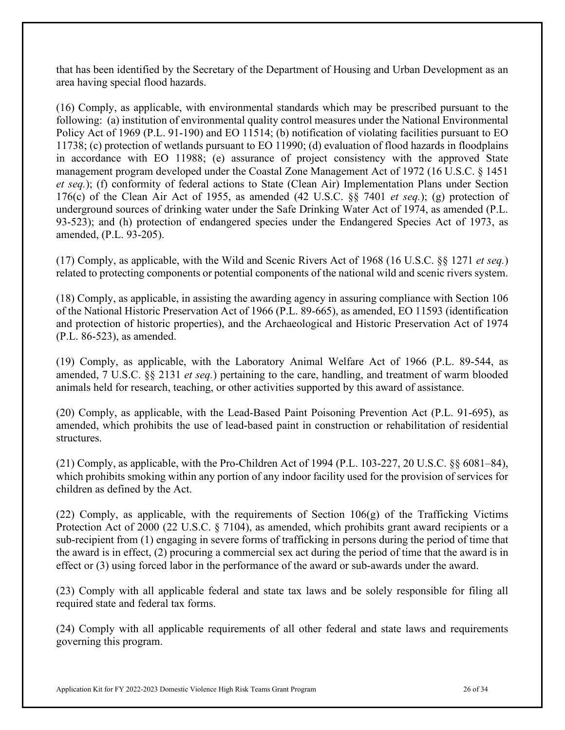that has been identified by the Secretary of the Department of Housing and Urban Development as an area having special flood hazards.

(16) Comply, as applicable, with environmental standards which may be prescribed pursuant to the following: (a) institution of environmental quality control measures under the National Environmental Policy Act of 1969 (P.L. 91-190) and EO 11514; (b) notification of violating facilities pursuant to EO 11738; (c) protection of wetlands pursuant to EO 11990; (d) evaluation of flood hazards in floodplains in accordance with EO 11988; (e) assurance of project consistency with the approved State management program developed under the Coastal Zone Management Act of 1972 (16 U.S.C. § 1451 *et seq.*); (f) conformity of federal actions to State (Clean Air) Implementation Plans under Section 176(c) of the Clean Air Act of 1955, as amended (42 U.S.C. §§ 7401 *et seq.*); (g) protection of underground sources of drinking water under the Safe Drinking Water Act of 1974, as amended (P.L. 93-523); and (h) protection of endangered species under the Endangered Species Act of 1973, as amended, (P.L. 93-205).

(17) Comply, as applicable, with the Wild and Scenic Rivers Act of 1968 (16 U.S.C. §§ 1271 *et seq.*) related to protecting components or potential components of the national wild and scenic rivers system.

(18) Comply, as applicable, in assisting the awarding agency in assuring compliance with Section 106 of the National Historic Preservation Act of 1966 (P.L. 89-665), as amended, EO 11593 (identification and protection of historic properties), and the Archaeological and Historic Preservation Act of 1974 (P.L. 86-523), as amended.

(19) Comply, as applicable, with the Laboratory Animal Welfare Act of 1966 (P.L. 89-544, as amended, 7 U.S.C. §§ 2131 *et seq.*) pertaining to the care, handling, and treatment of warm blooded animals held for research, teaching, or other activities supported by this award of assistance.

(20) Comply, as applicable, with the Lead-Based Paint Poisoning Prevention Act (P.L. 91-695), as amended, which prohibits the use of lead-based paint in construction or rehabilitation of residential structures.

(21) Comply, as applicable, with the Pro-Children Act of 1994 (P.L. 103-227, 20 U.S.C. §§ 6081–84), which prohibits smoking within any portion of any indoor facility used for the provision of services for children as defined by the Act.

(22) Comply, as applicable, with the requirements of Section 106(g) of the Trafficking Victims Protection Act of 2000 (22 U.S.C. § 7104), as amended, which prohibits grant award recipients or a sub-recipient from (1) engaging in severe forms of trafficking in persons during the period of time that the award is in effect, (2) procuring a commercial sex act during the period of time that the award is in effect or (3) using forced labor in the performance of the award or sub-awards under the award.

(23) Comply with all applicable federal and state tax laws and be solely responsible for filing all required state and federal tax forms.

(24) Comply with all applicable requirements of all other federal and state laws and requirements governing this program.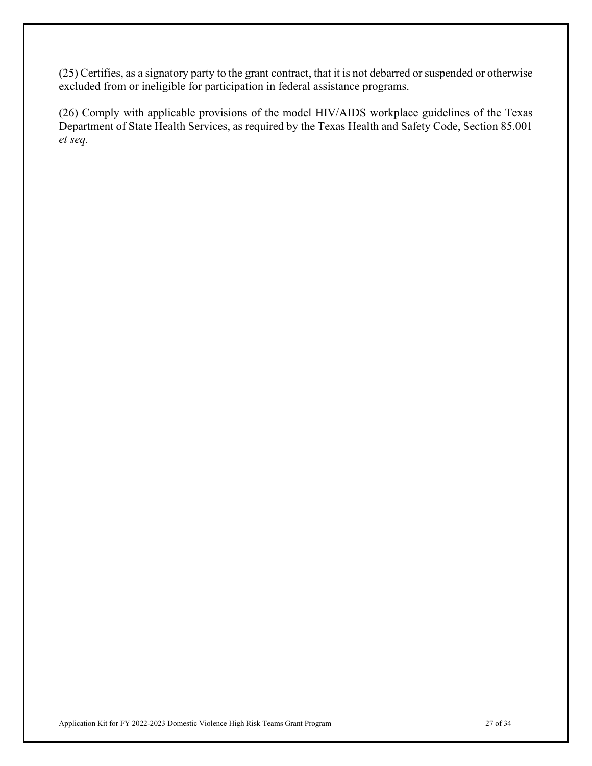(25) Certifies, as a signatory party to the grant contract, that it is not debarred or suspended or otherwise excluded from or ineligible for participation in federal assistance programs.

(26) Comply with applicable provisions of the model HIV/AIDS workplace guidelines of the Texas Department of State Health Services, as required by the Texas Health and Safety Code, Section 85.001 *et seq.*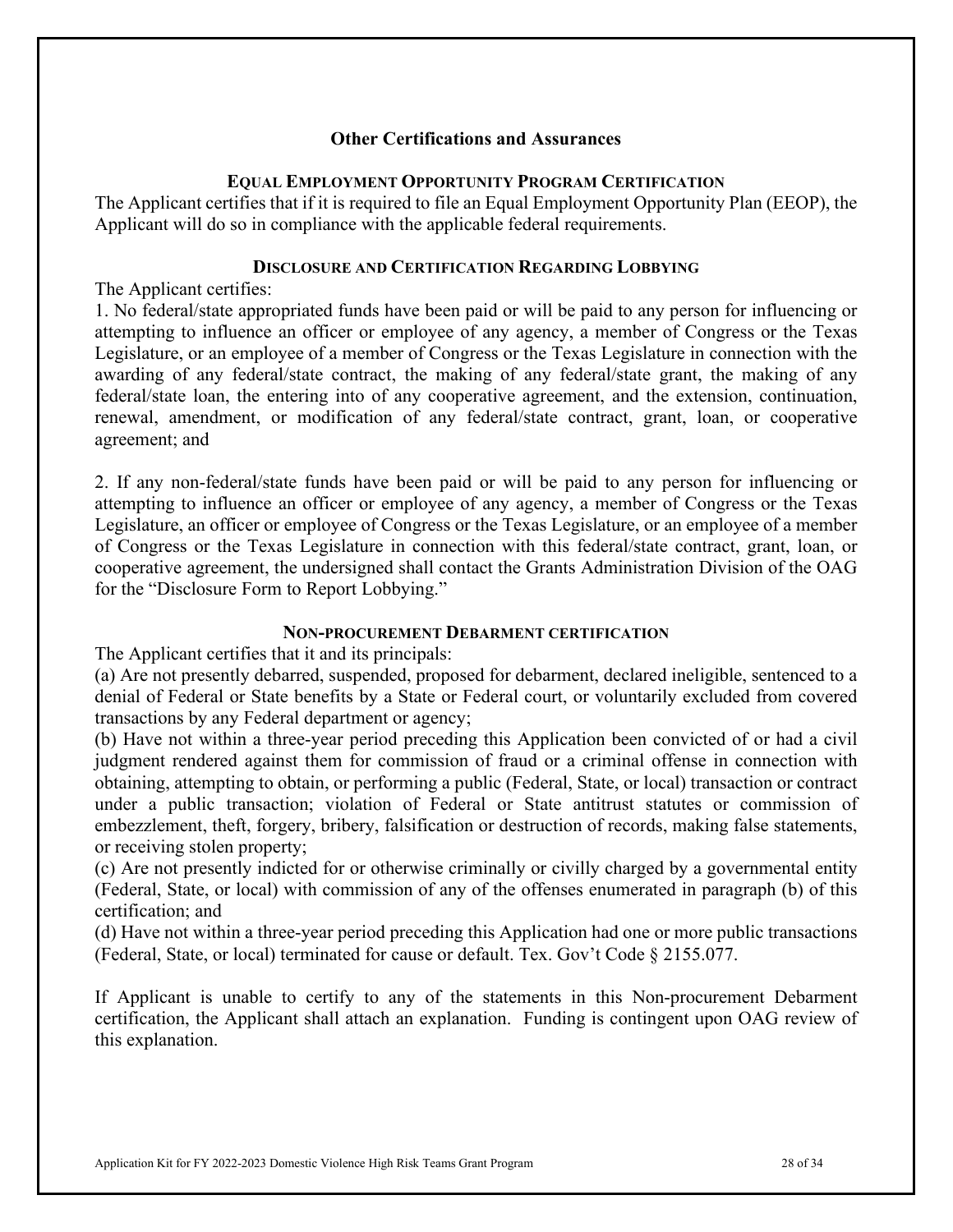## Other Certifications and Assurances

### EQUAL EMPLOYMENT OPPORTUNITY PROGRAM CERTIFICATION

The Applicant certifies that if it is required to file an Equal Employment Opportunity Plan (EEOP), the Applicant will do so in compliance with the applicable federal requirements.

### DISCLOSURE AND CERTIFICATION REGARDING LOBBYING

The Applicant certifies:

1. No federal/state appropriated funds have been paid or will be paid to any person for influencing or attempting to influence an officer or employee of any agency, a member of Congress or the Texas Legislature, or an employee of a member of Congress or the Texas Legislature in connection with the awarding of any federal/state contract, the making of any federal/state grant, the making of any federal/state loan, the entering into of any cooperative agreement, and the extension, continuation, renewal, amendment, or modification of any federal/state contract, grant, loan, or cooperative agreement; and

2. If any non-federal/state funds have been paid or will be paid to any person for influencing or attempting to influence an officer or employee of any agency, a member of Congress or the Texas Legislature, an officer or employee of Congress or the Texas Legislature, or an employee of a member of Congress or the Texas Legislature in connection with this federal/state contract, grant, loan, or cooperative agreement, the undersigned shall contact the Grants Administration Division of the OAG for the "Disclosure Form to Report Lobbying."

### NON-PROCUREMENT DEBARMENT CERTIFICATION

The Applicant certifies that it and its principals:

(a) Are not presently debarred, suspended, proposed for debarment, declared ineligible, sentenced to a denial of Federal or State benefits by a State or Federal court, or voluntarily excluded from covered transactions by any Federal department or agency;

(b) Have not within a three-year period preceding this Application been convicted of or had a civil judgment rendered against them for commission of fraud or a criminal offense in connection with obtaining, attempting to obtain, or performing a public (Federal, State, or local) transaction or contract under a public transaction; violation of Federal or State antitrust statutes or commission of embezzlement, theft, forgery, bribery, falsification or destruction of records, making false statements, or receiving stolen property;

(c) Are not presently indicted for or otherwise criminally or civilly charged by a governmental entity (Federal, State, or local) with commission of any of the offenses enumerated in paragraph (b) of this certification; and

(d) Have not within a three-year period preceding this Application had one or more public transactions (Federal, State, or local) terminated for cause or default. Tex. Gov't Code § 2155.077.

If Applicant is unable to certify to any of the statements in this Non-procurement Debarment certification, the Applicant shall attach an explanation. Funding is contingent upon OAG review of this explanation.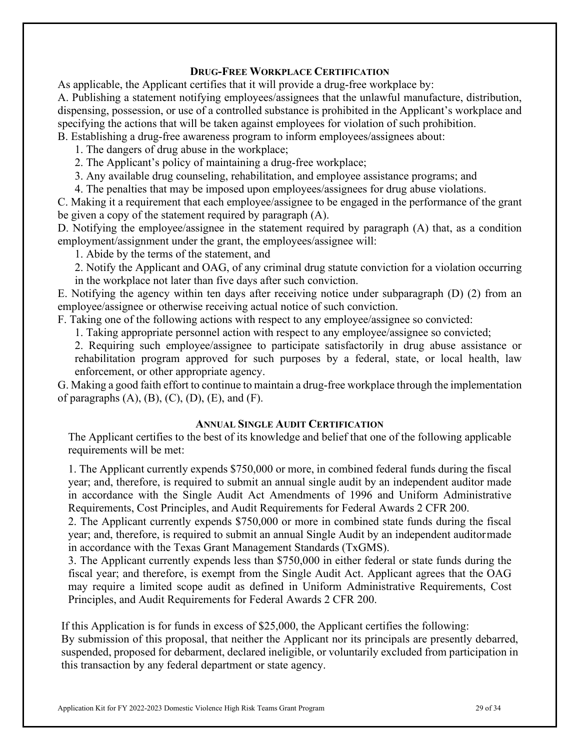## Drug-Free Workplace Certification

As applicable, the Applicant certifies that it will provide a drug-free workplace by:

A. Publishing a statement notifying employees/assignees that the unlawful manufacture, distribution, dispensing, possession, or use of a controlled substance is prohibited in the Applicant's workplace and specifying the actions that will be taken against employees for violation of such prohibition.

B. Establishing a drug-free awareness program to inform employees/assignees about:

1. The dangers of drug abuse in the workplace;
2. The Applicant's policy of maintaining a drug-free workplace;
3. Any available drug counseling, rehabilitation, and employee assistance programs; and
4. The penalties that may be imposed upon employees/assignees for drug abuse violations.

C. Making it a requirement that each employee/assignee to be engaged in the performance of the grant be given a copy of the statement required by paragraph (A).

D. Notifying the employee/assignee in the statement required by paragraph (A) that, as a condition employment/assignment under the grant, the employees/assignee will:

1. Abide by the terms of the statement, and
2. Notify the Applicant and OAG, of any criminal drug statute conviction for a violation occurring in the workplace not later than five days after such conviction.

E. Notifying the agency within ten days after receiving notice under subparagraph (D) (2) from an employee/assignee or otherwise receiving actual notice of such conviction.

F. Taking one of the following actions with respect to any employee/assignee so convicted:

1. Taking appropriate personnel action with respect to any employee/assignee so convicted;
2. Requiring such employee/assignee to participate satisfactorily in drug abuse assistance or rehabilitation program approved for such purposes by a federal, state, or local health, law enforcement, or other appropriate agency.

G. Making a good faith effort to continue to maintain a drug-free workplace through the implementation of paragraphs (A), (B), (C), (D), (E), and (F).

## Annual Single Audit Certification

The Applicant certifies to the best of its knowledge and belief that one of the following applicable requirements will be met:

1. The Applicant currently expends $750,000 or more, in combined federal funds during the fiscal year; and, therefore, is required to submit an annual single audit by an independent auditor made in accordance with the Single Audit Act Amendments of 1996 and Uniform Administrative Requirements, Cost Principles, and Audit Requirements for Federal Awards 2 CFR 200.
2. The Applicant currently expends $750,000 or more in combined state funds during the fiscal year; and, therefore, is required to submit an annual Single Audit by an independent auditor made in accordance with the Texas Grant Management Standards (TxGMS).
3. The Applicant currently expends less than $750,000 in either federal or state funds during the fiscal year; and therefore, is exempt from the Single Audit Act. Applicant agrees that the OAG may require a limited scope audit as defined in Uniform Administrative Requirements, Cost Principles, and Audit Requirements for Federal Awards 2 CFR 200.

If this Application is for funds in excess of $25,000, the Applicant certifies the following:
By submission of this proposal, that neither the Applicant nor its principals are presently debarred, suspended, proposed for debarment, declared ineligible, or voluntarily excluded from participation in this transaction by any federal department or state agency.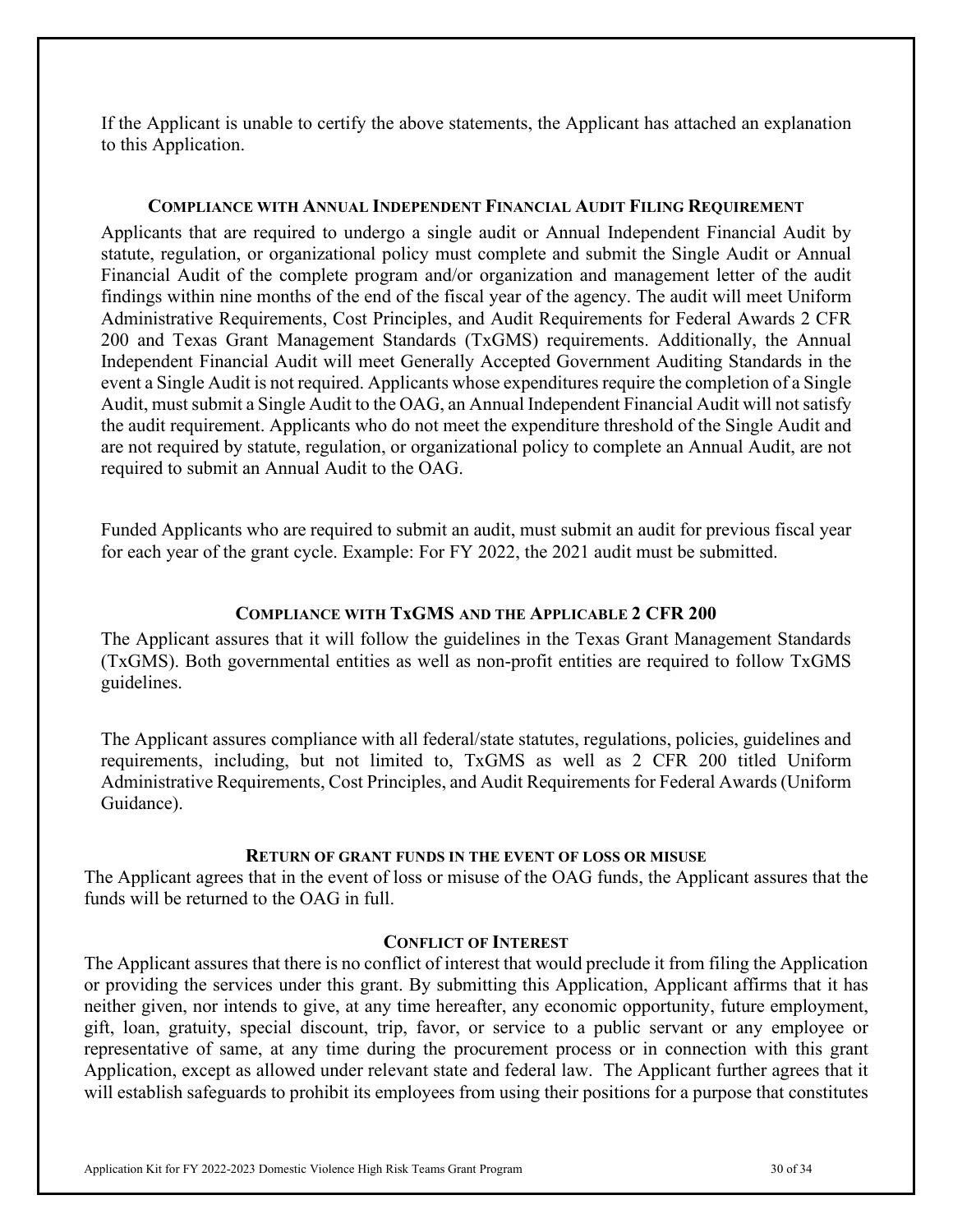If the Applicant is unable to certify the above statements, the Applicant has attached an explanation to this Application.

### COMPLIANCE WITH ANNUAL INDEPENDENT FINANCIAL AUDIT FILING REQUIREMENT

Applicants that are required to undergo a single audit or Annual Independent Financial Audit by statute, regulation, or organizational policy must complete and submit the Single Audit or Annual Financial Audit of the complete program and/or organization and management letter of the audit findings within nine months of the end of the fiscal year of the agency. The audit will meet Uniform Administrative Requirements, Cost Principles, and Audit Requirements for Federal Awards 2 CFR 200 and Texas Grant Management Standards (TxGMS) requirements. Additionally, the Annual Independent Financial Audit will meet Generally Accepted Government Auditing Standards in the event a Single Audit is not required. Applicants whose expenditures require the completion of a Single Audit, must submit a Single Audit to the OAG, an Annual Independent Financial Audit will not satisfy the audit requirement. Applicants who do not meet the expenditure threshold of the Single Audit and are not required by statute, regulation, or organizational policy to complete an Annual Audit, are not required to submit an Annual Audit to the OAG.

Funded Applicants who are required to submit an audit, must submit an audit for previous fiscal year for each year of the grant cycle. Example: For FY 2022, the 2021 audit must be submitted.

### COMPLIANCE WITH TXGMS AND THE APPLICABLE 2 CFR 200

The Applicant assures that it will follow the guidelines in the Texas Grant Management Standards (TxGMS). Both governmental entities as well as non-profit entities are required to follow TxGMS guidelines.

The Applicant assures compliance with all federal/state statutes, regulations, policies, guidelines and requirements, including, but not limited to, TxGMS as well as 2 CFR 200 titled Uniform Administrative Requirements, Cost Principles, and Audit Requirements for Federal Awards (Uniform Guidance).

### RETURN OF GRANT FUNDS IN THE EVENT OF LOSS OR MISUSE

The Applicant agrees that in the event of loss or misuse of the OAG funds, the Applicant assures that the funds will be returned to the OAG in full.

### CONFLICT OF INTEREST

The Applicant assures that there is no conflict of interest that would preclude it from filing the Application or providing the services under this grant. By submitting this Application, Applicant affirms that it has neither given, nor intends to give, at any time hereafter, any economic opportunity, future employment, gift, loan, gratuity, special discount, trip, favor, or service to a public servant or any employee or representative of same, at any time during the procurement process or in connection with this grant Application, except as allowed under relevant state and federal law. The Applicant further agrees that it will establish safeguards to prohibit its employees from using their positions for a purpose that constitutes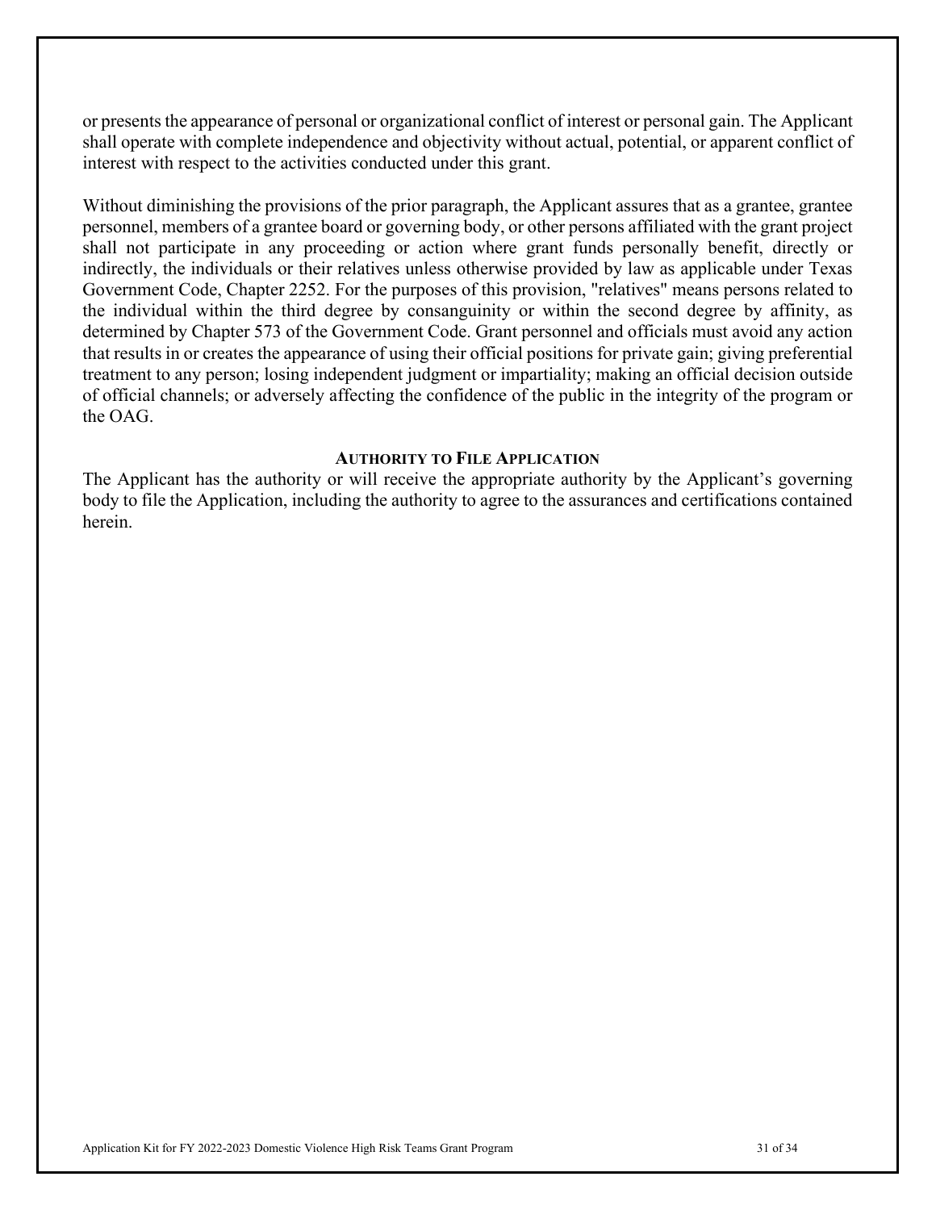or presents the appearance of personal or organizational conflict of interest or personal gain. The Applicant shall operate with complete independence and objectivity without actual, potential, or apparent conflict of interest with respect to the activities conducted under this grant.

Without diminishing the provisions of the prior paragraph, the Applicant assures that as a grantee, grantee personnel, members of a grantee board or governing body, or other persons affiliated with the grant project shall not participate in any proceeding or action where grant funds personally benefit, directly or indirectly, the individuals or their relatives unless otherwise provided by law as applicable under Texas Government Code, Chapter 2252. For the purposes of this provision, "relatives" means persons related to the individual within the third degree by consanguinity or within the second degree by affinity, as determined by Chapter 573 of the Government Code. Grant personnel and officials must avoid any action that results in or creates the appearance of using their official positions for private gain; giving preferential treatment to any person; losing independent judgment or impartiality; making an official decision outside of official channels; or adversely affecting the confidence of the public in the integrity of the program or the OAG.

**AUTHORITY TO FILE APPLICATION**

The Applicant has the authority or will receive the appropriate authority by the Applicant's governing body to file the Application, including the authority to agree to the assurances and certifications contained herein.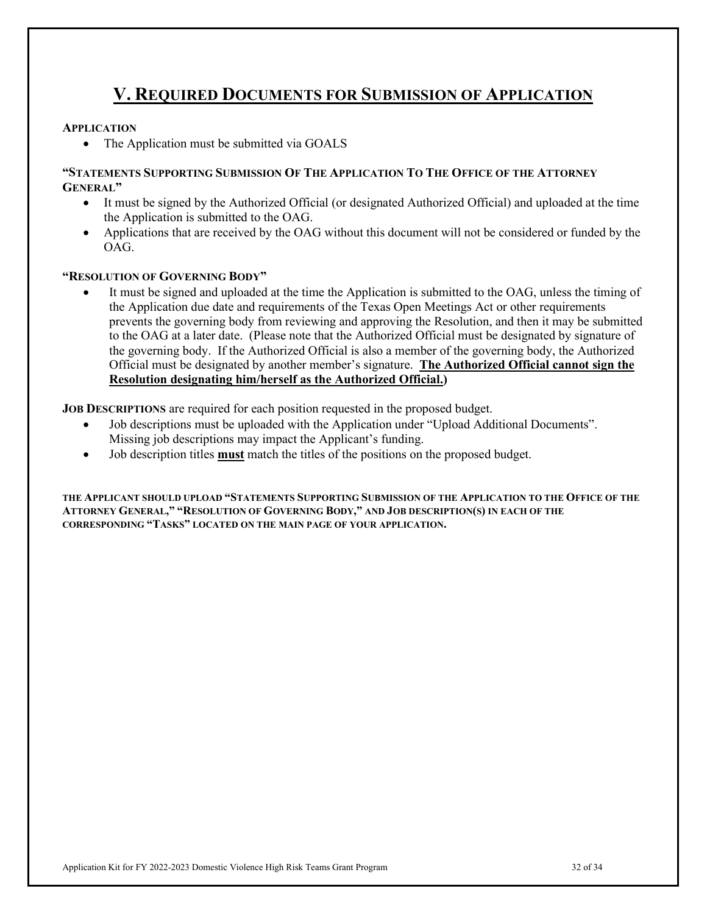# V. REQUIRED DOCUMENTS FOR SUBMISSION OF APPLICATION

**APPLICATION**

- The Application must be submitted via GOALS

**"STATEMENTS SUPPORTING SUBMISSION OF THE APPLICATION TO THE OFFICE OF THE ATTORNEY GENERAL"**

- It must be signed by the Authorized Official (or designated Authorized Official) and uploaded at the time the Application is submitted to the OAG.
- Applications that are received by the OAG without this document will not be considered or funded by the OAG.

**"RESOLUTION OF GOVERNING BODY"**

- It must be signed and uploaded at the time the Application is submitted to the OAG, unless the timing of the Application due date and requirements of the Texas Open Meetings Act or other requirements prevents the governing body from reviewing and approving the Resolution, and then it may be submitted to the OAG at a later date. (Please note that the Authorized Official must be designated by signature of the governing body. If the Authorized Official is also a member of the governing body, the Authorized Official must be designated by another member's signature. **The Authorized Official cannot sign the Resolution designating him/herself as the Authorized Official.**)

**JOB DESCRIPTIONS** are required for each position requested in the proposed budget.

- Job descriptions must be uploaded with the Application under "Upload Additional Documents". Missing job descriptions may impact the Applicant's funding.
- Job description titles **must** match the titles of the positions on the proposed budget.

**THE APPLICANT SHOULD UPLOAD "STATEMENTS SUPPORTING SUBMISSION OF THE APPLICATION TO THE OFFICE OF THE ATTORNEY GENERAL," "RESOLUTION OF GOVERNING BODY," AND JOB DESCRIPTION(S) IN EACH OF THE CORRESPONDING "TASKS" LOCATED ON THE MAIN PAGE OF YOUR APPLICATION.**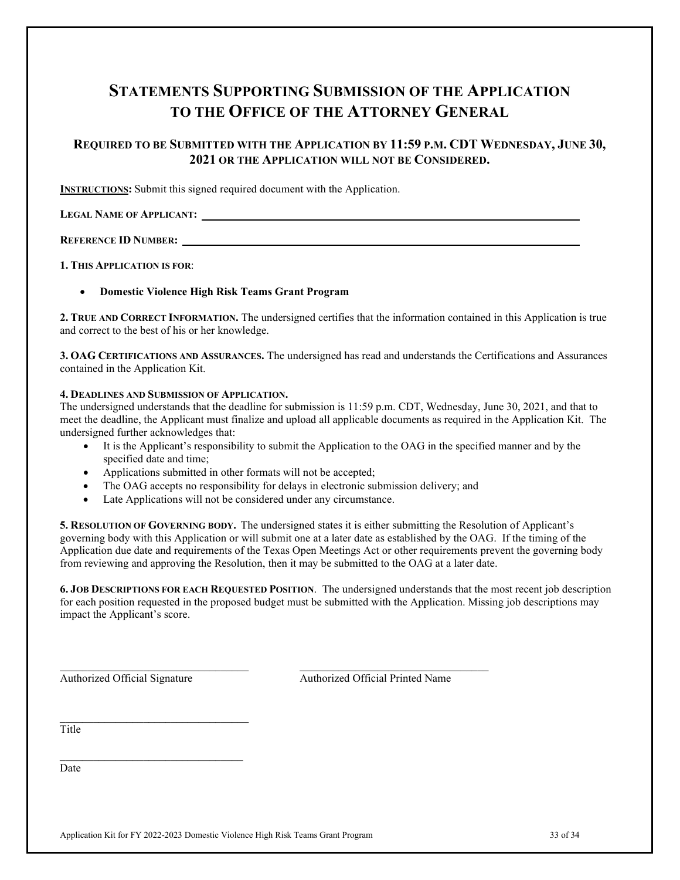# Statements Supporting Submission of the Application to the Office of the Attorney General

## Required to be Submitted with the Application by 11:59 p.m. CDT Wednesday, June 30, 2021 or the Application will not be Considered.

**Instructions:** Submit this signed required document with the Application.

**Legal Name of Applicant:** ______________________________________________

**Reference ID Number:** ______________________________________________

**1. This Application is for**:

- **Domestic Violence High Risk Teams Grant Program**

**2. True and Correct Information.** The undersigned certifies that the information contained in this Application is true and correct to the best of his or her knowledge.

**3. OAG Certifications and Assurances.** The undersigned has read and understands the Certifications and Assurances contained in the Application Kit.

**4. Deadlines and Submission of Application.**
The undersigned understands that the deadline for submission is 11:59 p.m. CDT, Wednesday, June 30, 2021, and that to meet the deadline, the Applicant must finalize and upload all applicable documents as required in the Application Kit. The undersigned further acknowledges that:

- It is the Applicant's responsibility to submit the Application to the OAG in the specified manner and by the specified date and time;
- Applications submitted in other formats will not be accepted;
- The OAG accepts no responsibility for delays in electronic submission delivery; and
- Late Applications will not be considered under any circumstance.

**5. Resolution of Governing body.** The undersigned states it is either submitting the Resolution of Applicant's governing body with this Application or will submit one at a later date as established by the OAG. If the timing of the Application due date and requirements of the Texas Open Meetings Act or other requirements prevent the governing body from reviewing and approving the Resolution, then it may be submitted to the OAG at a later date.

**6. Job Descriptions for each Requested Position**. The undersigned understands that the most recent job description for each position requested in the proposed budget must be submitted with the Application. Missing job descriptions may impact the Applicant's score.

______________________________ ______________________________
Authorized Official Signature Authorized Official Printed Name

______________________________
Title

______________________________
Date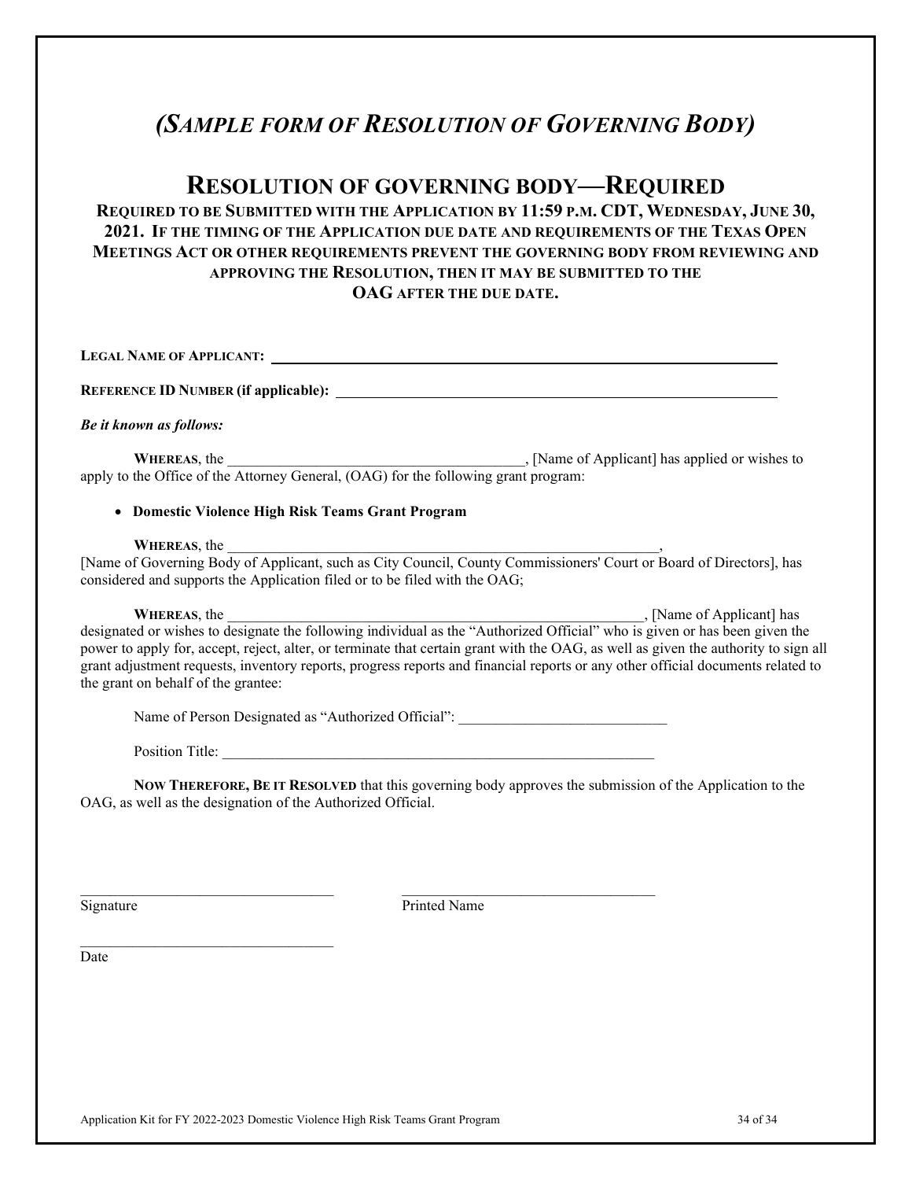# *(Sample form of Resolution of Governing Body)*

## Resolution of governing body—Required

**Required to be Submitted with the Application by 11:59 p.m. CDT, Wednesday, June 30, 2021. If the timing of the Application due date and requirements of the Texas Open Meetings Act or other requirements prevent the governing body from reviewing and approving the Resolution, then it may be submitted to the OAG after the due date.**

**Legal Name of Applicant:** ______________________________________________

**Reference ID Number (if applicable):** ______________________________________________

***Be it known as follows:***

**Whereas**, the ________________________________________, [Name of Applicant] has applied or wishes to apply to the Office of the Attorney General, (OAG) for the following grant program:

- **Domestic Violence High Risk Teams Grant Program**

**Whereas**, the ____________________________________________________________, [Name of Governing Body of Applicant, such as City Council, County Commissioners' Court or Board of Directors], has considered and supports the Application filed or to be filed with the OAG;

**Whereas**, the ___________________________________________________________, [Name of Applicant] has designated or wishes to designate the following individual as the "Authorized Official" who is given or has been given the power to apply for, accept, reject, alter, or terminate that certain grant with the OAG, as well as given the authority to sign all grant adjustment requests, inventory reports, progress reports and financial reports or any other official documents related to the grant on behalf of the grantee:

Name of Person Designated as "Authorized Official": ____________________________

Position Title: ____________________________________________________________

**Now Therefore, Be it Resolved** that this governing body approves the submission of the Application to the OAG, as well as the designation of the Authorized Official.

__________________________________ Signature

__________________________________ Printed Name

__________________________________ Date